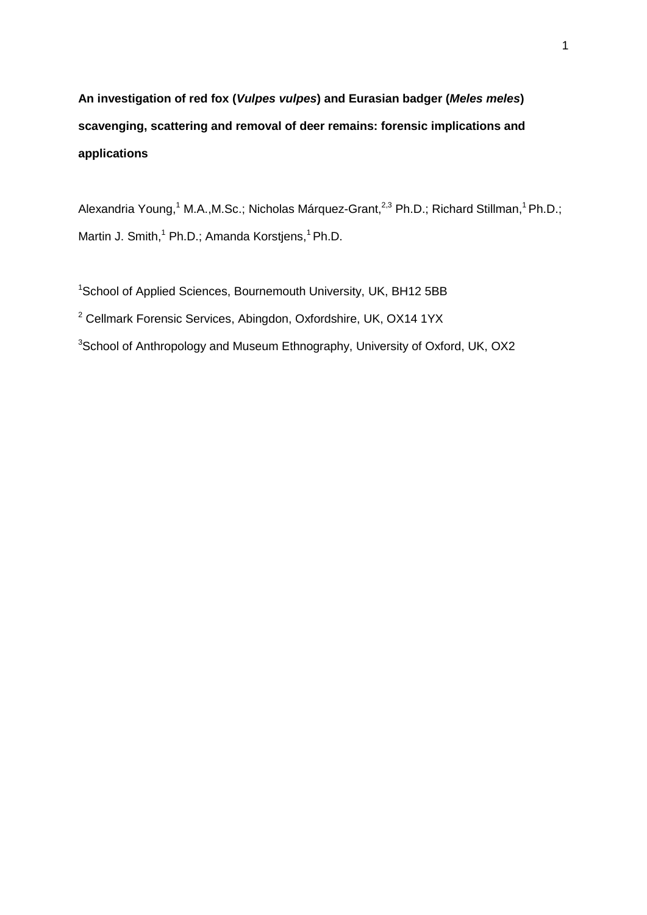**An investigation of red fox (*Vulpes vulpes*) and Eurasian badger (*Meles meles*) scavenging, scattering and removal of deer remains: forensic implications and applications**

Alexandria Young,[1] M.A.,M.Sc.; Nicholas Márquez-Grant,[2,3] Ph.D.; Richard Stillman,[1] Ph.D.; Martin J. Smith,[1] Ph.D.; Amanda Korstjens,[1] Ph.D.

[1]School of Applied Sciences, Bournemouth University, UK, BH12 5BB

[2] Cellmark Forensic Services, Abingdon, Oxfordshire, UK, OX14 1YX

[3]School of Anthropology and Museum Ethnography, University of Oxford, UK, OX2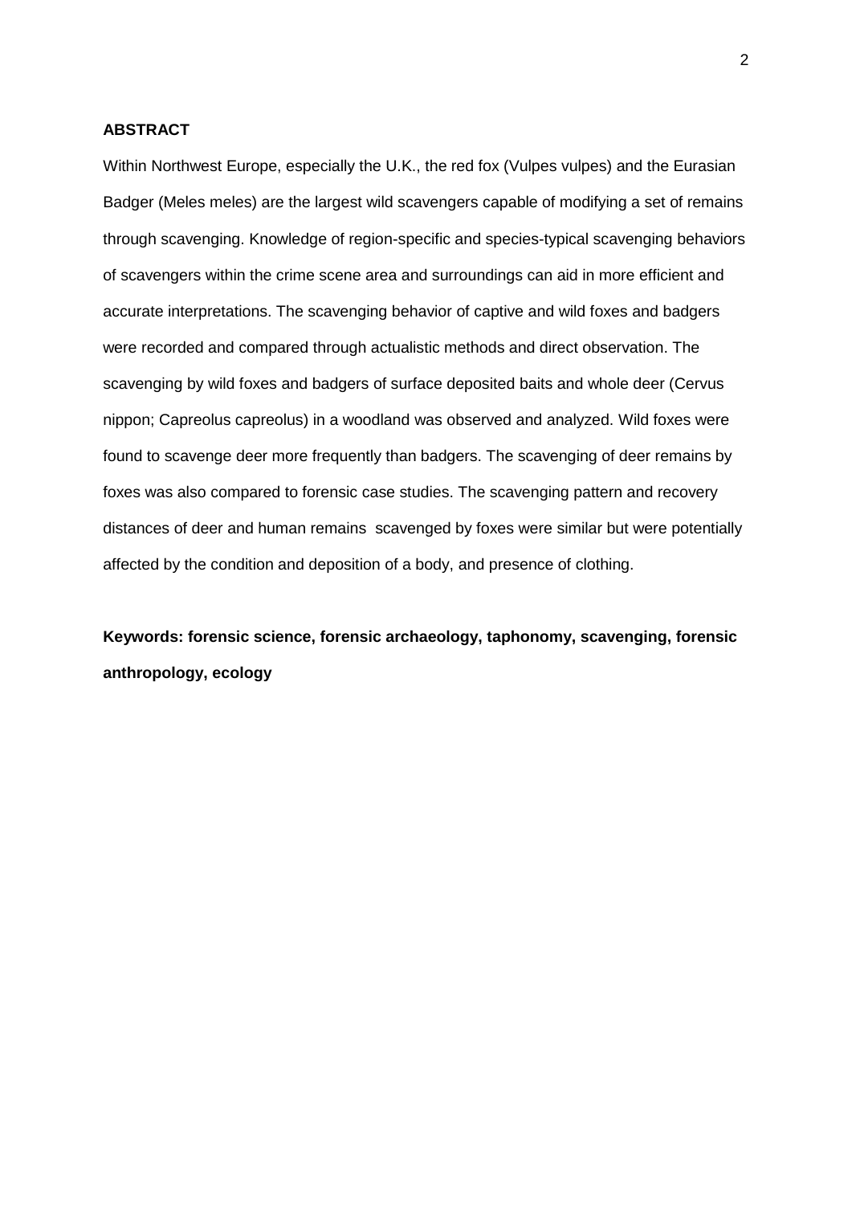**ABSTRACT**

Within Northwest Europe, especially the U.K., the red fox (Vulpes vulpes) and the Eurasian Badger (Meles meles) are the largest wild scavengers capable of modifying a set of remains through scavenging. Knowledge of region-specific and species-typical scavenging behaviors of scavengers within the crime scene area and surroundings can aid in more efficient and accurate interpretations. The scavenging behavior of captive and wild foxes and badgers were recorded and compared through actualistic methods and direct observation. The scavenging by wild foxes and badgers of surface deposited baits and whole deer (Cervus nippon; Capreolus capreolus) in a woodland was observed and analyzed. Wild foxes were found to scavenge deer more frequently than badgers. The scavenging of deer remains by foxes was also compared to forensic case studies. The scavenging pattern and recovery distances of deer and human remains  scavenged by foxes were similar but were potentially affected by the condition and deposition of a body, and presence of clothing.

**Keywords: forensic science, forensic archaeology, taphonomy, scavenging, forensic anthropology, ecology**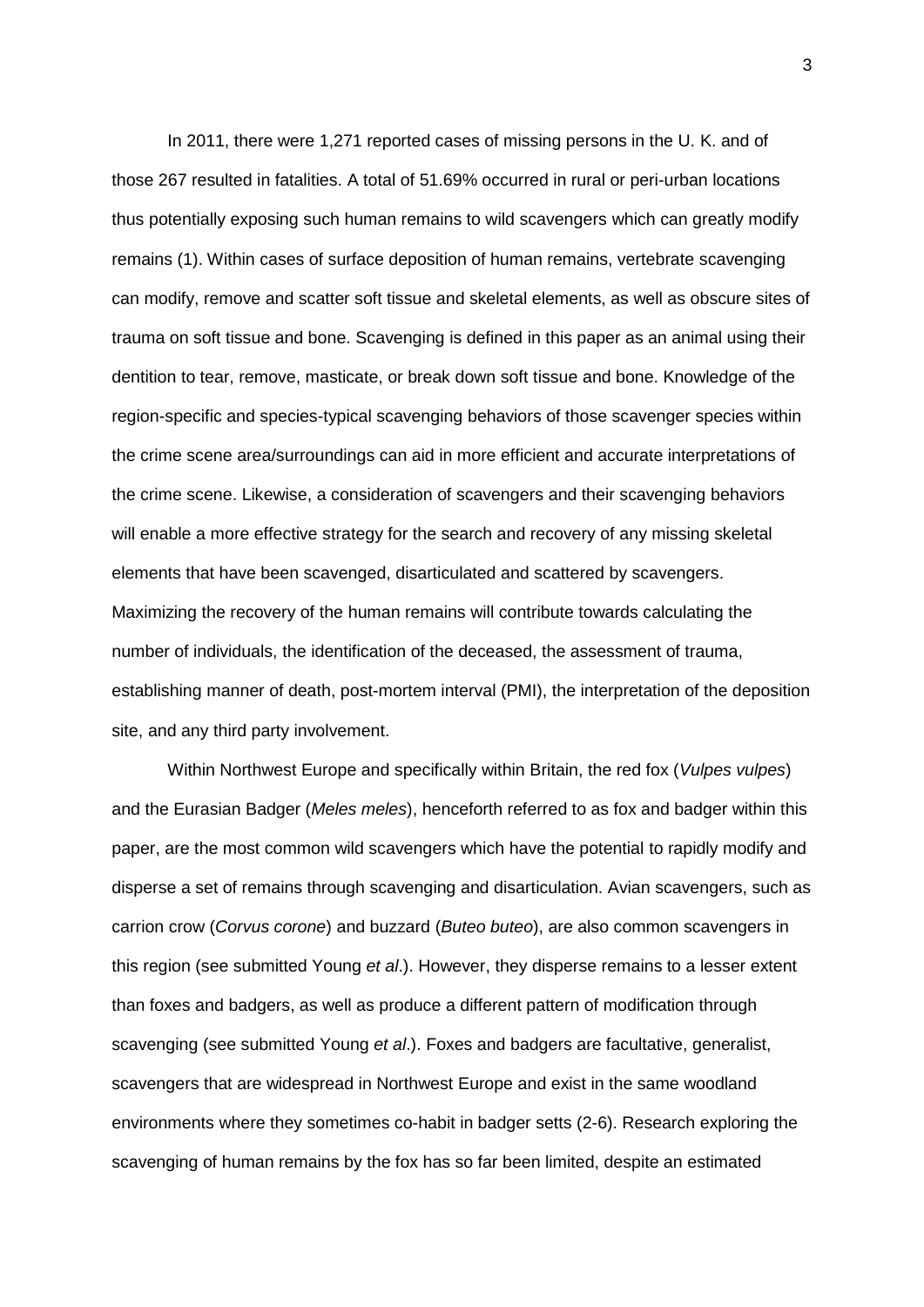In 2011, there were 1,271 reported cases of missing persons in the U. K. and of those 267 resulted in fatalities. A total of 51.69% occurred in rural or peri-urban locations thus potentially exposing such human remains to wild scavengers which can greatly modify remains (1). Within cases of surface deposition of human remains, vertebrate scavenging can modify, remove and scatter soft tissue and skeletal elements, as well as obscure sites of trauma on soft tissue and bone. Scavenging is defined in this paper as an animal using their dentition to tear, remove, masticate, or break down soft tissue and bone. Knowledge of the region-specific and species-typical scavenging behaviors of those scavenger species within the crime scene area/surroundings can aid in more efficient and accurate interpretations of the crime scene. Likewise, a consideration of scavengers and their scavenging behaviors will enable a more effective strategy for the search and recovery of any missing skeletal elements that have been scavenged, disarticulated and scattered by scavengers. Maximizing the recovery of the human remains will contribute towards calculating the number of individuals, the identification of the deceased, the assessment of trauma, establishing manner of death, post-mortem interval (PMI), the interpretation of the deposition site, and any third party involvement.

Within Northwest Europe and specifically within Britain, the red fox (*Vulpes vulpes*) and the Eurasian Badger (*Meles meles*), henceforth referred to as fox and badger within this paper, are the most common wild scavengers which have the potential to rapidly modify and disperse a set of remains through scavenging and disarticulation. Avian scavengers, such as carrion crow (*Corvus corone*) and buzzard (*Buteo buteo*), are also common scavengers in this region (see submitted Young *et al*.). However, they disperse remains to a lesser extent than foxes and badgers, as well as produce a different pattern of modification through scavenging (see submitted Young *et al*.). Foxes and badgers are facultative, generalist, scavengers that are widespread in Northwest Europe and exist in the same woodland environments where they sometimes co-habit in badger setts (2-6). Research exploring the scavenging of human remains by the fox has so far been limited, despite an estimated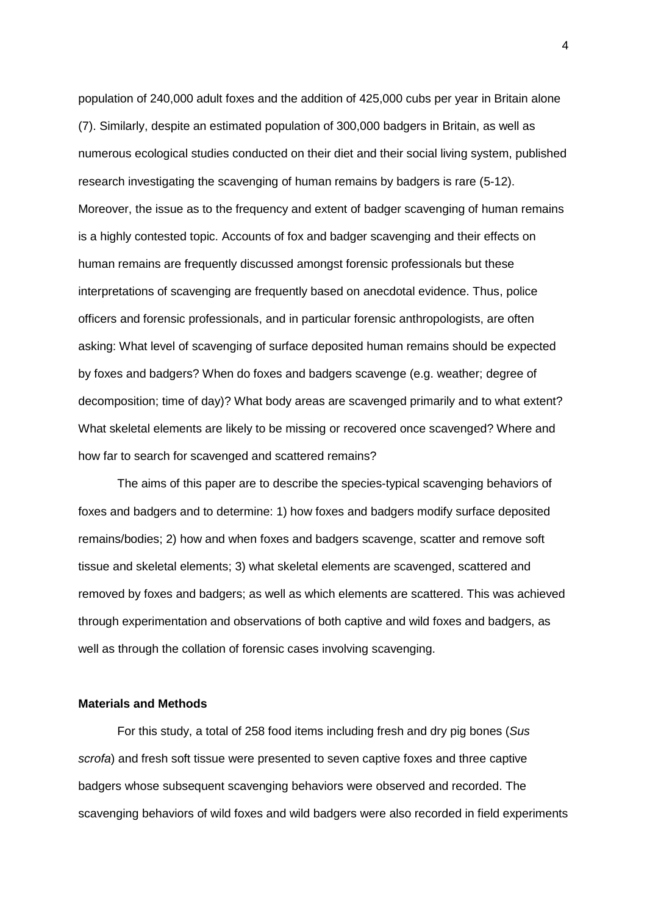population of 240,000 adult foxes and the addition of 425,000 cubs per year in Britain alone (7). Similarly, despite an estimated population of 300,000 badgers in Britain, as well as numerous ecological studies conducted on their diet and their social living system, published research investigating the scavenging of human remains by badgers is rare (5-12). Moreover, the issue as to the frequency and extent of badger scavenging of human remains is a highly contested topic. Accounts of fox and badger scavenging and their effects on human remains are frequently discussed amongst forensic professionals but these interpretations of scavenging are frequently based on anecdotal evidence. Thus, police officers and forensic professionals, and in particular forensic anthropologists, are often asking: What level of scavenging of surface deposited human remains should be expected by foxes and badgers? When do foxes and badgers scavenge (e.g. weather; degree of decomposition; time of day)? What body areas are scavenged primarily and to what extent? What skeletal elements are likely to be missing or recovered once scavenged? Where and how far to search for scavenged and scattered remains?

The aims of this paper are to describe the species-typical scavenging behaviors of foxes and badgers and to determine: 1) how foxes and badgers modify surface deposited remains/bodies; 2) how and when foxes and badgers scavenge, scatter and remove soft tissue and skeletal elements; 3) what skeletal elements are scavenged, scattered and removed by foxes and badgers; as well as which elements are scattered. This was achieved through experimentation and observations of both captive and wild foxes and badgers, as well as through the collation of forensic cases involving scavenging.

**Materials and Methods**

For this study, a total of 258 food items including fresh and dry pig bones (*Sus scrofa*) and fresh soft tissue were presented to seven captive foxes and three captive badgers whose subsequent scavenging behaviors were observed and recorded. The scavenging behaviors of wild foxes and wild badgers were also recorded in field experiments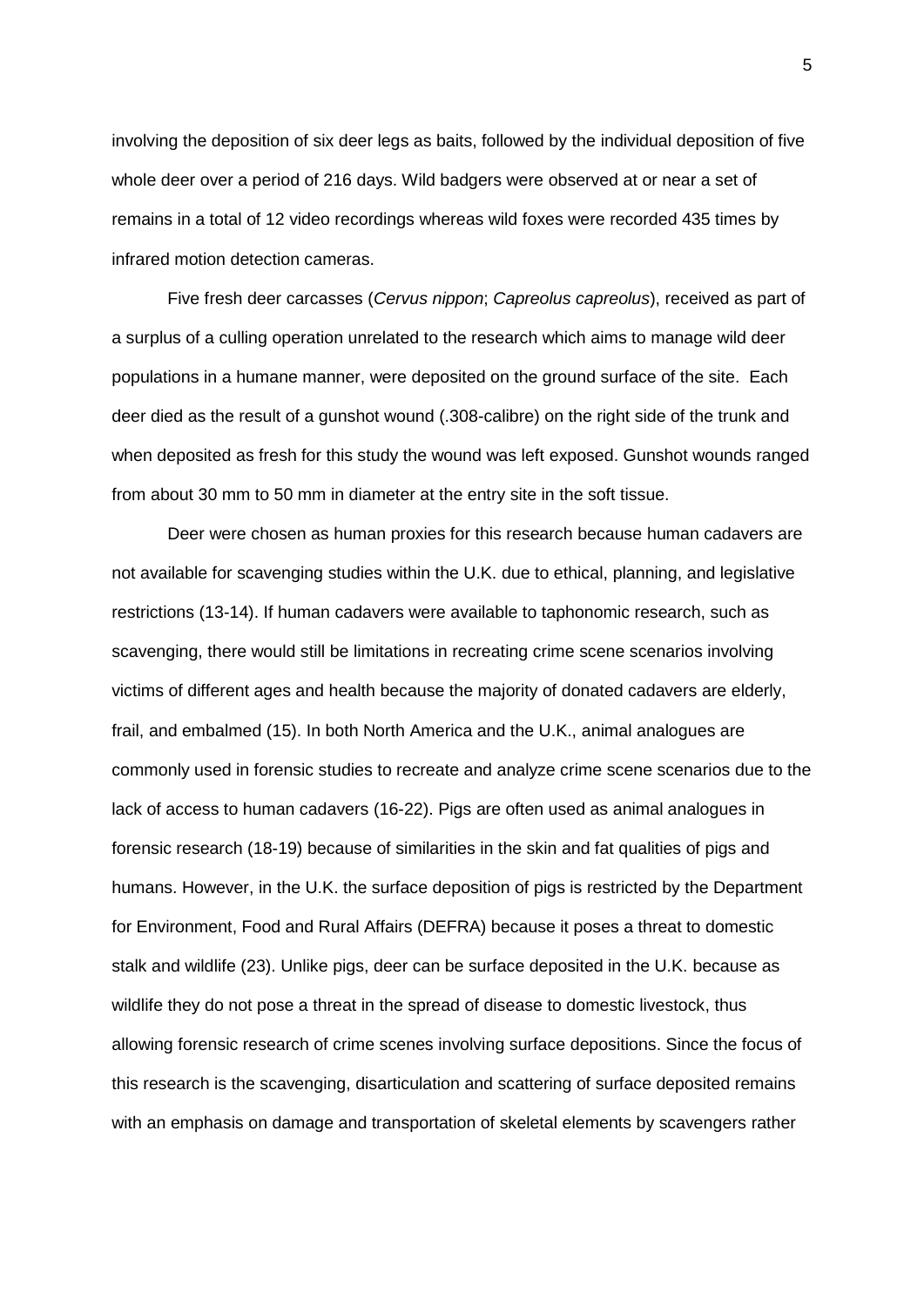involving the deposition of six deer legs as baits, followed by the individual deposition of five whole deer over a period of 216 days. Wild badgers were observed at or near a set of remains in a total of 12 video recordings whereas wild foxes were recorded 435 times by infrared motion detection cameras.

Five fresh deer carcasses (*Cervus nippon*; *Capreolus capreolus*), received as part of a surplus of a culling operation unrelated to the research which aims to manage wild deer populations in a humane manner, were deposited on the ground surface of the site. Each deer died as the result of a gunshot wound (.308-calibre) on the right side of the trunk and when deposited as fresh for this study the wound was left exposed. Gunshot wounds ranged from about 30 mm to 50 mm in diameter at the entry site in the soft tissue.

Deer were chosen as human proxies for this research because human cadavers are not available for scavenging studies within the U.K. due to ethical, planning, and legislative restrictions (13-14). If human cadavers were available to taphonomic research, such as scavenging, there would still be limitations in recreating crime scene scenarios involving victims of different ages and health because the majority of donated cadavers are elderly, frail, and embalmed (15). In both North America and the U.K., animal analogues are commonly used in forensic studies to recreate and analyze crime scene scenarios due to the lack of access to human cadavers (16-22). Pigs are often used as animal analogues in forensic research (18-19) because of similarities in the skin and fat qualities of pigs and humans. However, in the U.K. the surface deposition of pigs is restricted by the Department for Environment, Food and Rural Affairs (DEFRA) because it poses a threat to domestic stalk and wildlife (23). Unlike pigs, deer can be surface deposited in the U.K. because as wildlife they do not pose a threat in the spread of disease to domestic livestock, thus allowing forensic research of crime scenes involving surface depositions. Since the focus of this research is the scavenging, disarticulation and scattering of surface deposited remains with an emphasis on damage and transportation of skeletal elements by scavengers rather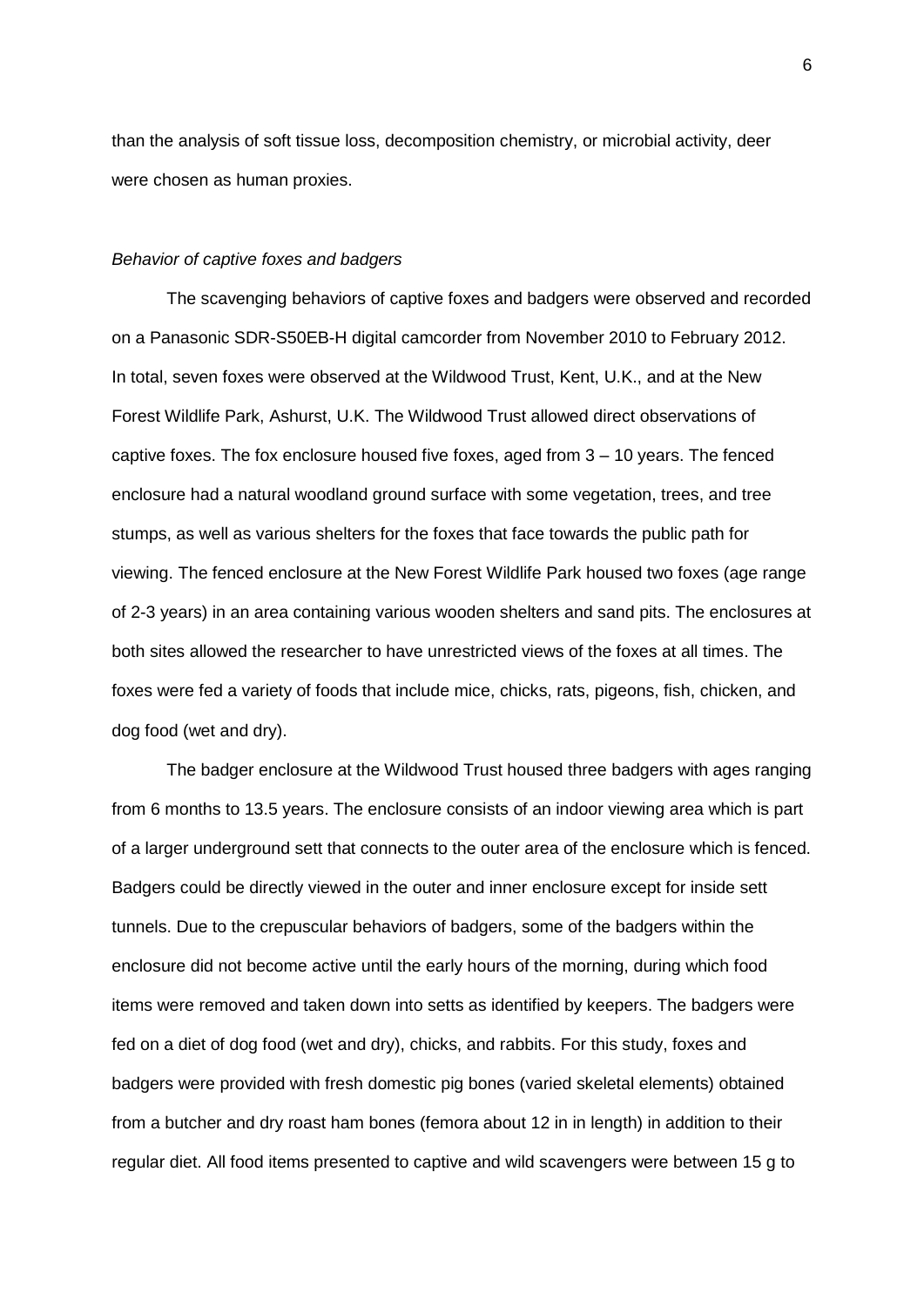than the analysis of soft tissue loss, decomposition chemistry, or microbial activity, deer were chosen as human proxies.

*Behavior of captive foxes and badgers*

The scavenging behaviors of captive foxes and badgers were observed and recorded on a Panasonic SDR-S50EB-H digital camcorder from November 2010 to February 2012. In total, seven foxes were observed at the Wildwood Trust, Kent, U.K., and at the New Forest Wildlife Park, Ashurst, U.K. The Wildwood Trust allowed direct observations of captive foxes. The fox enclosure housed five foxes, aged from 3 – 10 years. The fenced enclosure had a natural woodland ground surface with some vegetation, trees, and tree stumps, as well as various shelters for the foxes that face towards the public path for viewing. The fenced enclosure at the New Forest Wildlife Park housed two foxes (age range of 2-3 years) in an area containing various wooden shelters and sand pits. The enclosures at both sites allowed the researcher to have unrestricted views of the foxes at all times. The foxes were fed a variety of foods that include mice, chicks, rats, pigeons, fish, chicken, and dog food (wet and dry).

The badger enclosure at the Wildwood Trust housed three badgers with ages ranging from 6 months to 13.5 years. The enclosure consists of an indoor viewing area which is part of a larger underground sett that connects to the outer area of the enclosure which is fenced. Badgers could be directly viewed in the outer and inner enclosure except for inside sett tunnels. Due to the crepuscular behaviors of badgers, some of the badgers within the enclosure did not become active until the early hours of the morning, during which food items were removed and taken down into setts as identified by keepers. The badgers were fed on a diet of dog food (wet and dry), chicks, and rabbits. For this study, foxes and badgers were provided with fresh domestic pig bones (varied skeletal elements) obtained from a butcher and dry roast ham bones (femora about 12 in in length) in addition to their regular diet. All food items presented to captive and wild scavengers were between 15 g to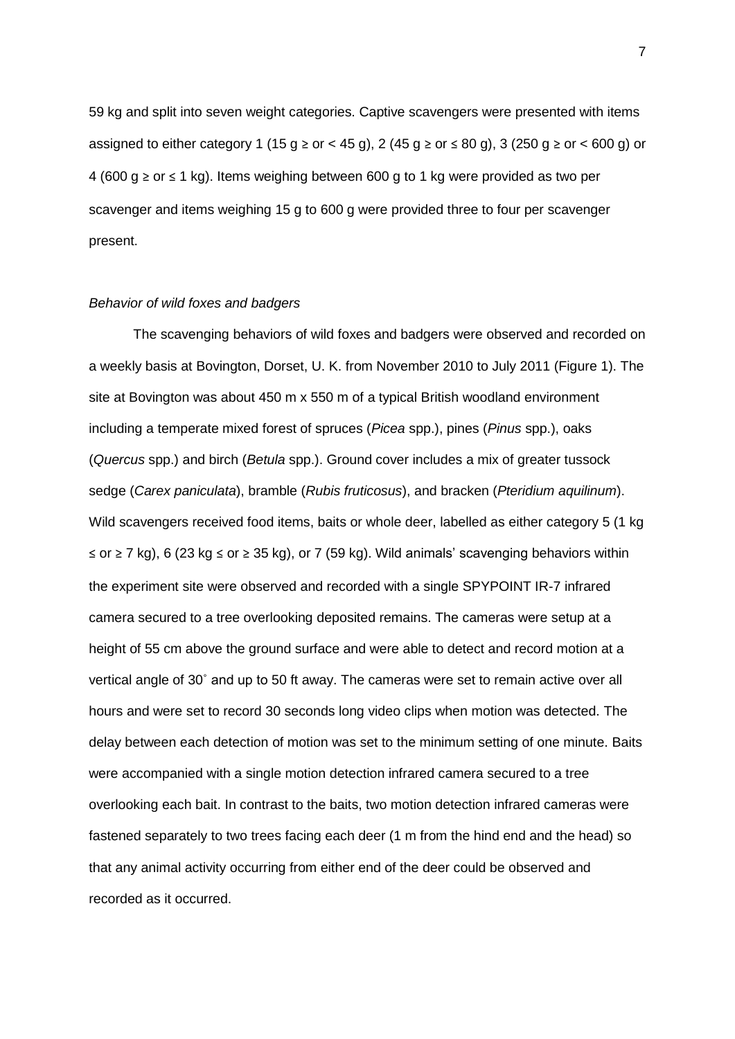59 kg and split into seven weight categories. Captive scavengers were presented with items assigned to either category 1 (15 g ≥ or < 45 g), 2 (45 g ≥ or ≤ 80 g), 3 (250 g ≥ or < 600 g) or 4 (600 g ≥ or ≤ 1 kg). Items weighing between 600 g to 1 kg were provided as two per scavenger and items weighing 15 g to 600 g were provided three to four per scavenger present.

*Behavior of wild foxes and badgers*

The scavenging behaviors of wild foxes and badgers were observed and recorded on a weekly basis at Bovington, Dorset, U. K. from November 2010 to July 2011 (Figure 1). The site at Bovington was about 450 m x 550 m of a typical British woodland environment including a temperate mixed forest of spruces (*Picea* spp.), pines (*Pinus* spp.), oaks (*Quercus* spp.) and birch (*Betula* spp.). Ground cover includes a mix of greater tussock sedge (*Carex paniculata*), bramble (*Rubis fruticosus*), and bracken (*Pteridium aquilinum*). Wild scavengers received food items, baits or whole deer, labelled as either category 5 (1 kg ≤ or ≥ 7 kg), 6 (23 kg ≤ or ≥ 35 kg), or 7 (59 kg). Wild animals' scavenging behaviors within the experiment site were observed and recorded with a single SPYPOINT IR-7 infrared camera secured to a tree overlooking deposited remains. The cameras were setup at a height of 55 cm above the ground surface and were able to detect and record motion at a vertical angle of 30˚ and up to 50 ft away. The cameras were set to remain active over all hours and were set to record 30 seconds long video clips when motion was detected. The delay between each detection of motion was set to the minimum setting of one minute. Baits were accompanied with a single motion detection infrared camera secured to a tree overlooking each bait. In contrast to the baits, two motion detection infrared cameras were fastened separately to two trees facing each deer (1 m from the hind end and the head) so that any animal activity occurring from either end of the deer could be observed and recorded as it occurred.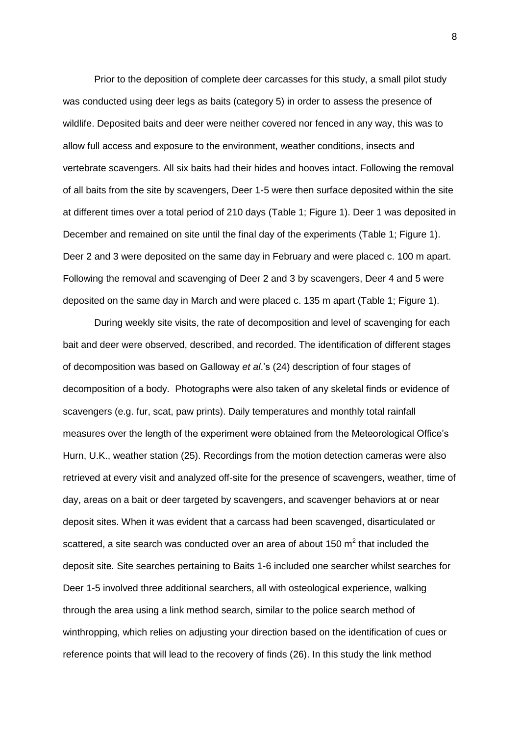Prior to the deposition of complete deer carcasses for this study, a small pilot study was conducted using deer legs as baits (category 5) in order to assess the presence of wildlife. Deposited baits and deer were neither covered nor fenced in any way, this was to allow full access and exposure to the environment, weather conditions, insects and vertebrate scavengers. All six baits had their hides and hooves intact. Following the removal of all baits from the site by scavengers, Deer 1-5 were then surface deposited within the site at different times over a total period of 210 days (Table 1; Figure 1). Deer 1 was deposited in December and remained on site until the final day of the experiments (Table 1; Figure 1). Deer 2 and 3 were deposited on the same day in February and were placed c. 100 m apart. Following the removal and scavenging of Deer 2 and 3 by scavengers, Deer 4 and 5 were deposited on the same day in March and were placed c. 135 m apart (Table 1; Figure 1).

During weekly site visits, the rate of decomposition and level of scavenging for each bait and deer were observed, described, and recorded. The identification of different stages of decomposition was based on Galloway *et al*.'s (24) description of four stages of decomposition of a body. Photographs were also taken of any skeletal finds or evidence of scavengers (e.g. fur, scat, paw prints). Daily temperatures and monthly total rainfall measures over the length of the experiment were obtained from the Meteorological Office's Hurn, U.K., weather station (25). Recordings from the motion detection cameras were also retrieved at every visit and analyzed off-site for the presence of scavengers, weather, time of day, areas on a bait or deer targeted by scavengers, and scavenger behaviors at or near deposit sites. When it was evident that a carcass had been scavenged, disarticulated or scattered, a site search was conducted over an area of about 150 $m^2$ that included the deposit site. Site searches pertaining to Baits 1-6 included one searcher whilst searches for Deer 1-5 involved three additional searchers, all with osteological experience, walking through the area using a link method search, similar to the police search method of winthropping, which relies on adjusting your direction based on the identification of cues or reference points that will lead to the recovery of finds (26). In this study the link method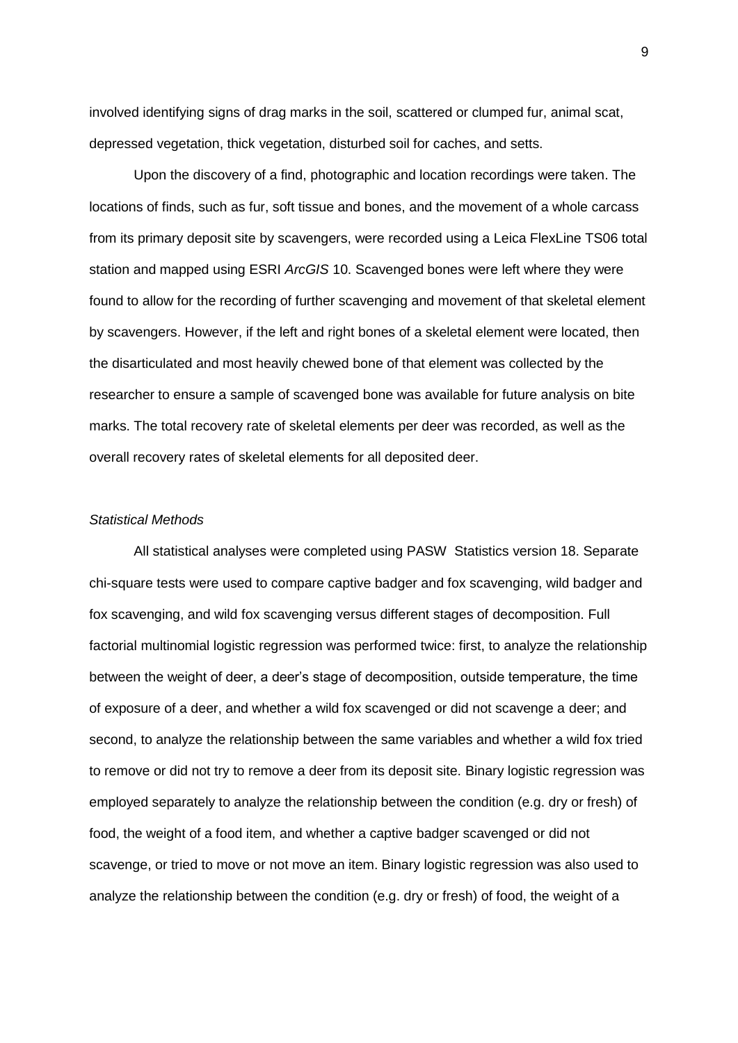involved identifying signs of drag marks in the soil, scattered or clumped fur, animal scat, depressed vegetation, thick vegetation, disturbed soil for caches, and setts.

Upon the discovery of a find, photographic and location recordings were taken. The locations of finds, such as fur, soft tissue and bones, and the movement of a whole carcass from its primary deposit site by scavengers, were recorded using a Leica FlexLine TS06 total station and mapped using ESRI *ArcGIS* 10. Scavenged bones were left where they were found to allow for the recording of further scavenging and movement of that skeletal element by scavengers. However, if the left and right bones of a skeletal element were located, then the disarticulated and most heavily chewed bone of that element was collected by the researcher to ensure a sample of scavenged bone was available for future analysis on bite marks. The total recovery rate of skeletal elements per deer was recorded, as well as the overall recovery rates of skeletal elements for all deposited deer.

*Statistical Methods*

All statistical analyses were completed using PASW Statistics version 18. Separate chi-square tests were used to compare captive badger and fox scavenging, wild badger and fox scavenging, and wild fox scavenging versus different stages of decomposition. Full factorial multinomial logistic regression was performed twice: first, to analyze the relationship between the weight of deer, a deer's stage of decomposition, outside temperature, the time of exposure of a deer, and whether a wild fox scavenged or did not scavenge a deer; and second, to analyze the relationship between the same variables and whether a wild fox tried to remove or did not try to remove a deer from its deposit site. Binary logistic regression was employed separately to analyze the relationship between the condition (e.g. dry or fresh) of food, the weight of a food item, and whether a captive badger scavenged or did not scavenge, or tried to move or not move an item. Binary logistic regression was also used to analyze the relationship between the condition (e.g. dry or fresh) of food, the weight of a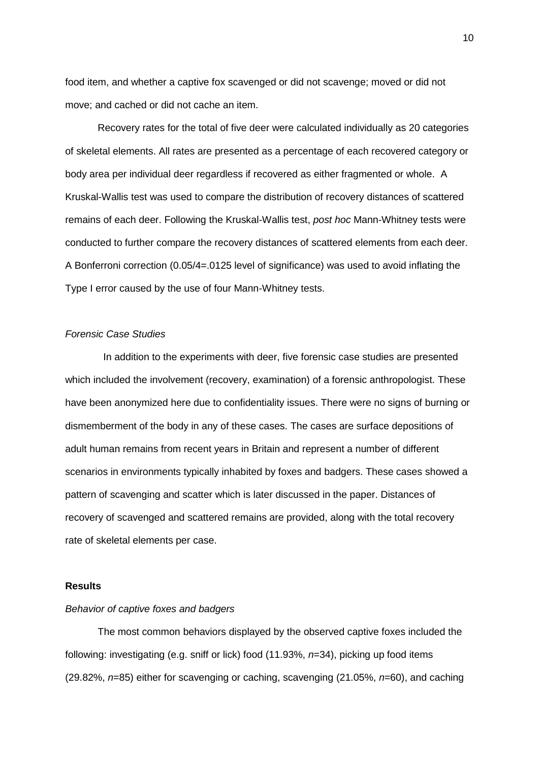food item, and whether a captive fox scavenged or did not scavenge; moved or did not move; and cached or did not cache an item.

Recovery rates for the total of five deer were calculated individually as 20 categories of skeletal elements. All rates are presented as a percentage of each recovered category or body area per individual deer regardless if recovered as either fragmented or whole. A Kruskal-Wallis test was used to compare the distribution of recovery distances of scattered remains of each deer. Following the Kruskal-Wallis test, *post hoc* Mann-Whitney tests were conducted to further compare the recovery distances of scattered elements from each deer. A Bonferroni correction (0.05/4=.0125 level of significance) was used to avoid inflating the Type I error caused by the use of four Mann-Whitney tests.

*Forensic Case Studies*

In addition to the experiments with deer, five forensic case studies are presented which included the involvement (recovery, examination) of a forensic anthropologist. These have been anonymized here due to confidentiality issues. There were no signs of burning or dismemberment of the body in any of these cases. The cases are surface depositions of adult human remains from recent years in Britain and represent a number of different scenarios in environments typically inhabited by foxes and badgers. These cases showed a pattern of scavenging and scatter which is later discussed in the paper. Distances of recovery of scavenged and scattered remains are provided, along with the total recovery rate of skeletal elements per case.

**Results**

*Behavior of captive foxes and badgers*

The most common behaviors displayed by the observed captive foxes included the following: investigating (e.g. sniff or lick) food (11.93%, $n$=34), picking up food items (29.82%, $n$=85) either for scavenging or caching, scavenging (21.05%, $n$=60), and caching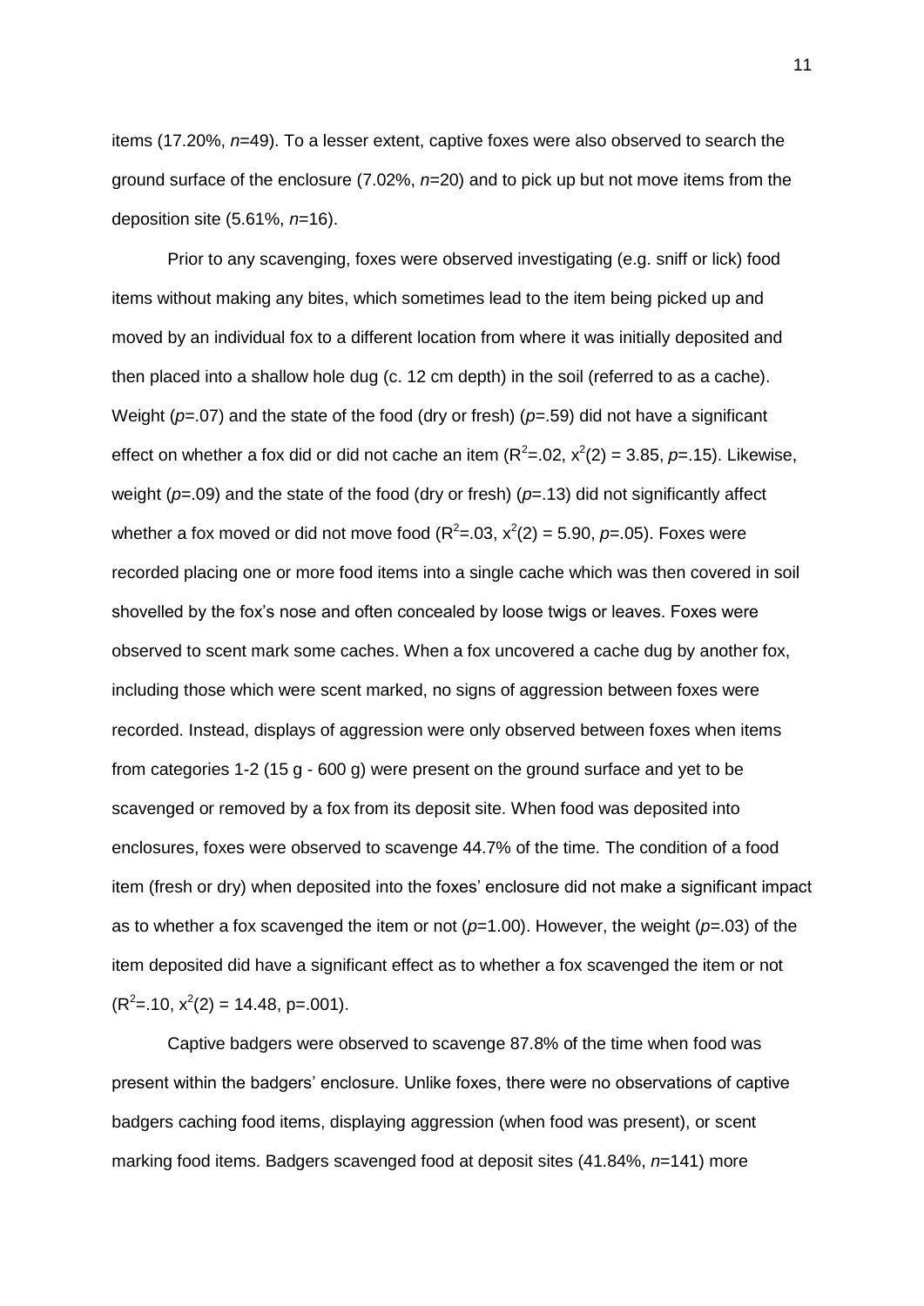items (17.20%, *n*=49). To a lesser extent, captive foxes were also observed to search the ground surface of the enclosure (7.02%, *n*=20) and to pick up but not move items from the deposition site (5.61%, *n*=16).

Prior to any scavenging, foxes were observed investigating (e.g. sniff or lick) food items without making any bites, which sometimes lead to the item being picked up and moved by an individual fox to a different location from where it was initially deposited and then placed into a shallow hole dug (c. 12 cm depth) in the soil (referred to as a cache). Weight (*p*=.07) and the state of the food (dry or fresh) (*p*=.59) did not have a significant effect on whether a fox did or did not cache an item ($R^2$=.02, $x^2(2)$ = 3.85, *p*=.15). Likewise, weight (*p*=.09) and the state of the food (dry or fresh) (*p*=.13) did not significantly affect whether a fox moved or did not move food ($R^2$=.03, $x^2(2)$ = 5.90, *p*=.05). Foxes were recorded placing one or more food items into a single cache which was then covered in soil shovelled by the fox's nose and often concealed by loose twigs or leaves. Foxes were observed to scent mark some caches. When a fox uncovered a cache dug by another fox, including those which were scent marked, no signs of aggression between foxes were recorded. Instead, displays of aggression were only observed between foxes when items from categories 1-2 (15 g - 600 g) were present on the ground surface and yet to be scavenged or removed by a fox from its deposit site. When food was deposited into enclosures, foxes were observed to scavenge 44.7% of the time. The condition of a food item (fresh or dry) when deposited into the foxes' enclosure did not make a significant impact as to whether a fox scavenged the item or not (*p*=1.00). However, the weight (*p*=.03) of the item deposited did have a significant effect as to whether a fox scavenged the item or not ($R^2$=.10, $x^2(2)$ = 14.48, p=.001).

Captive badgers were observed to scavenge 87.8% of the time when food was present within the badgers' enclosure. Unlike foxes, there were no observations of captive badgers caching food items, displaying aggression (when food was present), or scent marking food items. Badgers scavenged food at deposit sites (41.84%, *n*=141) more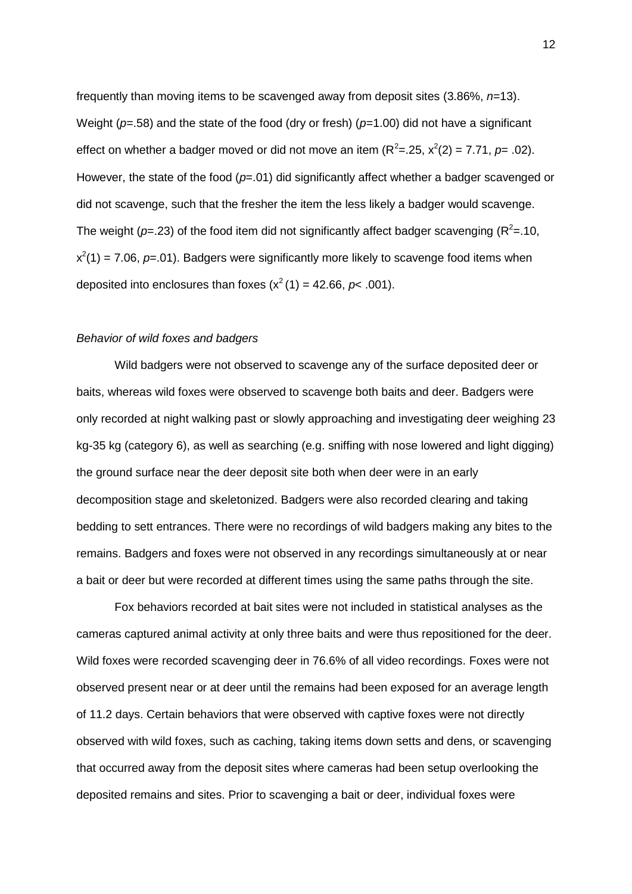frequently than moving items to be scavenged away from deposit sites (3.86%, *n*=13). Weight (*p*=.58) and the state of the food (dry or fresh) (*p*=1.00) did not have a significant effect on whether a badger moved or did not move an item ($R^2$=.25, $x^2(2)$ = 7.71, *p*= .02). However, the state of the food (*p*=.01) did significantly affect whether a badger scavenged or did not scavenge, such that the fresher the item the less likely a badger would scavenge. The weight (*p*=.23) of the food item did not significantly affect badger scavenging ($R^2$=.10, $x^2(1)$ = 7.06, *p*=.01). Badgers were significantly more likely to scavenge food items when deposited into enclosures than foxes ($x^2$ (1) = 42.66, *p*< .001).

*Behavior of wild foxes and badgers*

Wild badgers were not observed to scavenge any of the surface deposited deer or baits, whereas wild foxes were observed to scavenge both baits and deer. Badgers were only recorded at night walking past or slowly approaching and investigating deer weighing 23 kg-35 kg (category 6), as well as searching (e.g. sniffing with nose lowered and light digging) the ground surface near the deer deposit site both when deer were in an early decomposition stage and skeletonized. Badgers were also recorded clearing and taking bedding to sett entrances. There were no recordings of wild badgers making any bites to the remains. Badgers and foxes were not observed in any recordings simultaneously at or near a bait or deer but were recorded at different times using the same paths through the site.

Fox behaviors recorded at bait sites were not included in statistical analyses as the cameras captured animal activity at only three baits and were thus repositioned for the deer. Wild foxes were recorded scavenging deer in 76.6% of all video recordings. Foxes were not observed present near or at deer until the remains had been exposed for an average length of 11.2 days. Certain behaviors that were observed with captive foxes were not directly observed with wild foxes, such as caching, taking items down setts and dens, or scavenging that occurred away from the deposit sites where cameras had been setup overlooking the deposited remains and sites. Prior to scavenging a bait or deer, individual foxes were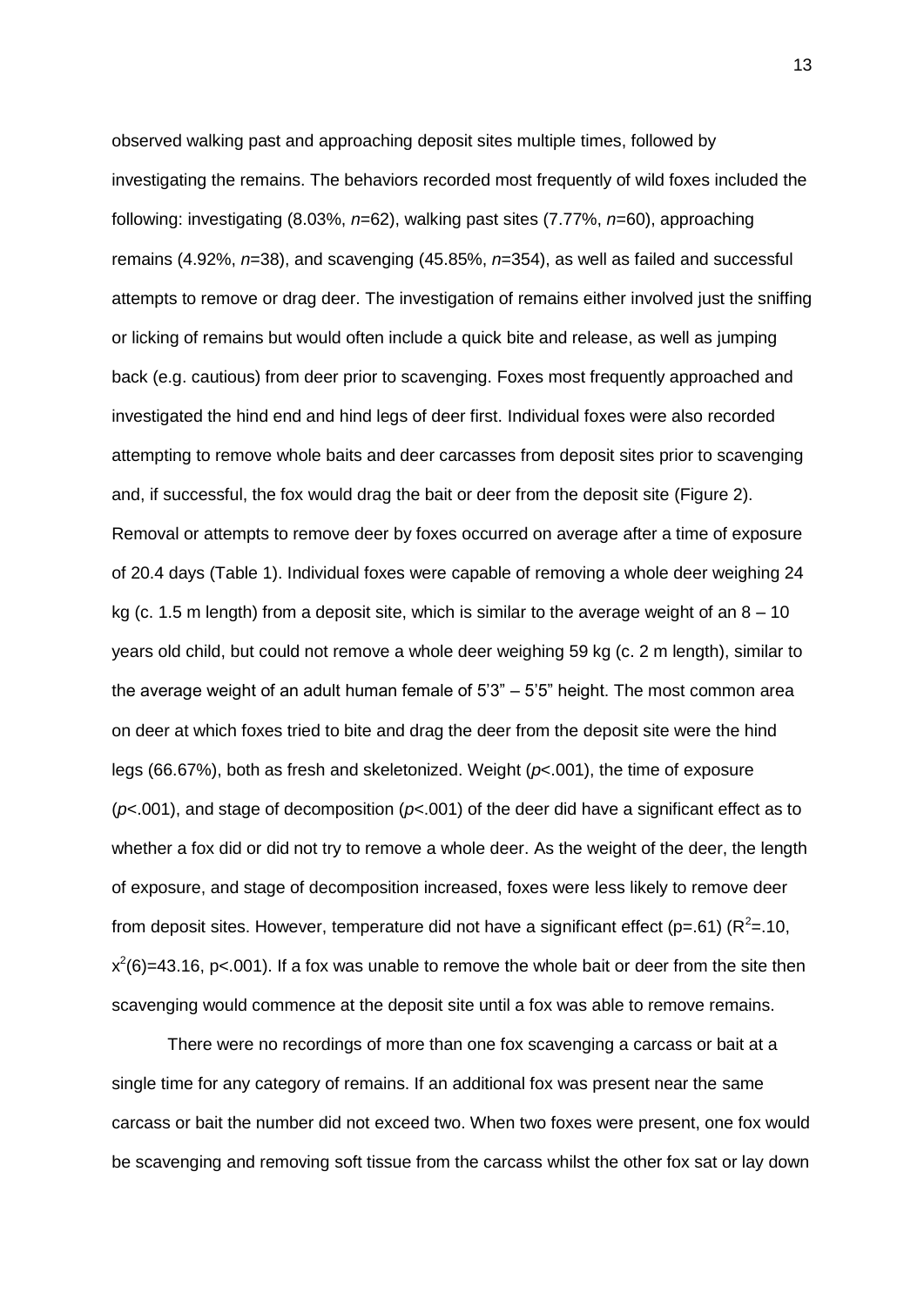observed walking past and approaching deposit sites multiple times, followed by investigating the remains. The behaviors recorded most frequently of wild foxes included the following: investigating (8.03%, *n*=62), walking past sites (7.77%, *n*=60), approaching remains (4.92%, *n*=38), and scavenging (45.85%, *n*=354), as well as failed and successful attempts to remove or drag deer. The investigation of remains either involved just the sniffing or licking of remains but would often include a quick bite and release, as well as jumping back (e.g. cautious) from deer prior to scavenging. Foxes most frequently approached and investigated the hind end and hind legs of deer first. Individual foxes were also recorded attempting to remove whole baits and deer carcasses from deposit sites prior to scavenging and, if successful, the fox would drag the bait or deer from the deposit site (Figure 2). Removal or attempts to remove deer by foxes occurred on average after a time of exposure of 20.4 days (Table 1). Individual foxes were capable of removing a whole deer weighing 24 kg (c. 1.5 m length) from a deposit site, which is similar to the average weight of an 8 – 10 years old child, but could not remove a whole deer weighing 59 kg (c. 2 m length), similar to the average weight of an adult human female of 5'3" – 5'5" height. The most common area on deer at which foxes tried to bite and drag the deer from the deposit site were the hind legs (66.67%), both as fresh and skeletonized. Weight ($p$<.001), the time of exposure ($p$<.001), and stage of decomposition ($p$<.001) of the deer did have a significant effect as to whether a fox did or did not try to remove a whole deer. As the weight of the deer, the length of exposure, and stage of decomposition increased, foxes were less likely to remove deer from deposit sites. However, temperature did not have a significant effect (p=.61) ($R^2$=.10, $x^2(6)$=43.16, p<.001). If a fox was unable to remove the whole bait or deer from the site then scavenging would commence at the deposit site until a fox was able to remove remains.

There were no recordings of more than one fox scavenging a carcass or bait at a single time for any category of remains. If an additional fox was present near the same carcass or bait the number did not exceed two. When two foxes were present, one fox would be scavenging and removing soft tissue from the carcass whilst the other fox sat or lay down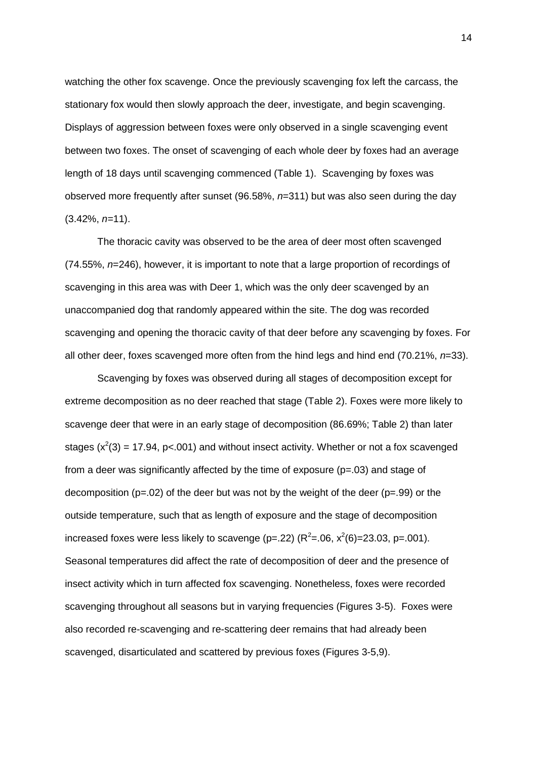watching the other fox scavenge. Once the previously scavenging fox left the carcass, the stationary fox would then slowly approach the deer, investigate, and begin scavenging. Displays of aggression between foxes were only observed in a single scavenging event between two foxes. The onset of scavenging of each whole deer by foxes had an average length of 18 days until scavenging commenced (Table 1). Scavenging by foxes was observed more frequently after sunset (96.58%, *n*=311) but was also seen during the day (3.42%, *n*=11).

The thoracic cavity was observed to be the area of deer most often scavenged (74.55%, *n*=246), however, it is important to note that a large proportion of recordings of scavenging in this area was with Deer 1, which was the only deer scavenged by an unaccompanied dog that randomly appeared within the site. The dog was recorded scavenging and opening the thoracic cavity of that deer before any scavenging by foxes. For all other deer, foxes scavenged more often from the hind legs and hind end (70.21%, *n*=33).

Scavenging by foxes was observed during all stages of decomposition except for extreme decomposition as no deer reached that stage (Table 2). Foxes were more likely to scavenge deer that were in an early stage of decomposition (86.69%; Table 2) than later stages ($x^2(3) = 17.94$, $p<.001$) and without insect activity. Whether or not a fox scavenged from a deer was significantly affected by the time of exposure ($p=.03$) and stage of decomposition ($p=.02$) of the deer but was not by the weight of the deer ($p=.99$) or the outside temperature, such that as length of exposure and the stage of decomposition increased foxes were less likely to scavenge ($p=.22$) ($R^2=.06$, $x^2(6)=23.03$, $p=.001$). Seasonal temperatures did affect the rate of decomposition of deer and the presence of insect activity which in turn affected fox scavenging. Nonetheless, foxes were recorded scavenging throughout all seasons but in varying frequencies (Figures 3-5). Foxes were also recorded re-scavenging and re-scattering deer remains that had already been scavenged, disarticulated and scattered by previous foxes (Figures 3-5,9).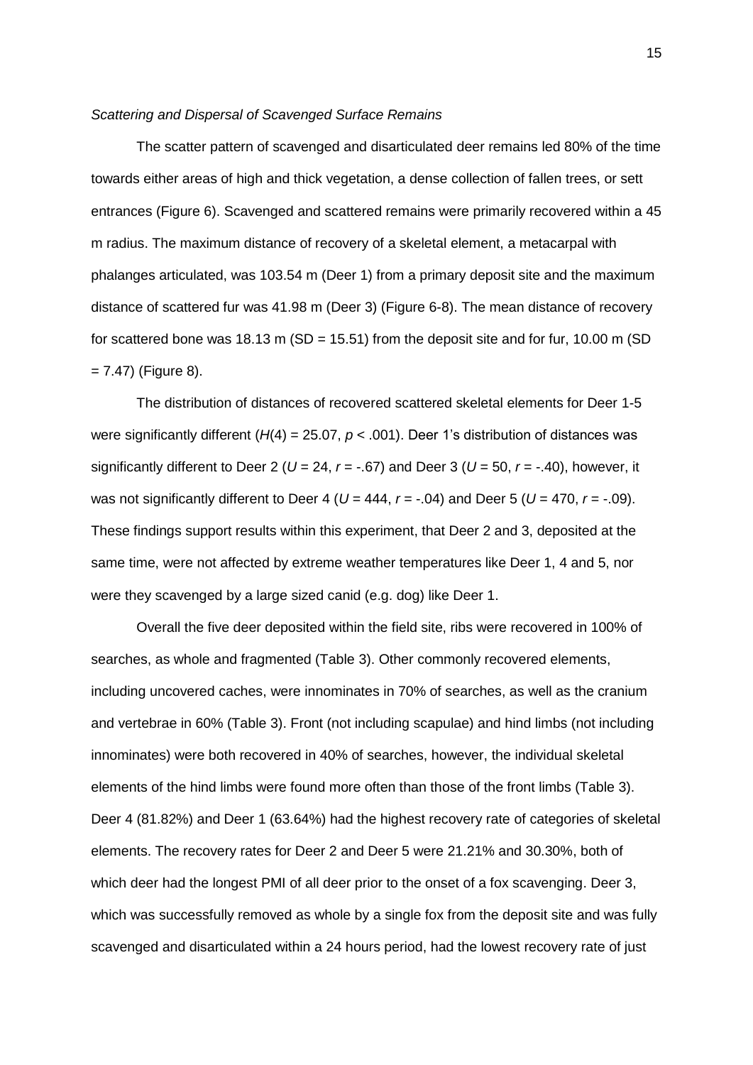*Scattering and Dispersal of Scavenged Surface Remains*

The scatter pattern of scavenged and disarticulated deer remains led 80% of the time towards either areas of high and thick vegetation, a dense collection of fallen trees, or sett entrances (Figure 6). Scavenged and scattered remains were primarily recovered within a 45 m radius. The maximum distance of recovery of a skeletal element, a metacarpal with phalanges articulated, was 103.54 m (Deer 1) from a primary deposit site and the maximum distance of scattered fur was 41.98 m (Deer 3) (Figure 6-8). The mean distance of recovery for scattered bone was 18.13 m ($SD = 15.51$) from the deposit site and for fur, 10.00 m ($SD = 7.47$) (Figure 8).

The distribution of distances of recovered scattered skeletal elements for Deer 1-5 were significantly different ($H(4) = 25.07$, $p < .001$). Deer 1's distribution of distances was significantly different to Deer 2 ($U = 24$, $r = -.67$) and Deer 3 ($U = 50$, $r = -.40$), however, it was not significantly different to Deer 4 ($U = 444$, $r = -.04$) and Deer 5 ($U = 470$, $r = -.09$). These findings support results within this experiment, that Deer 2 and 3, deposited at the same time, were not affected by extreme weather temperatures like Deer 1, 4 and 5, nor were they scavenged by a large sized canid (e.g. dog) like Deer 1.

Overall the five deer deposited within the field site, ribs were recovered in 100% of searches, as whole and fragmented (Table 3). Other commonly recovered elements, including uncovered caches, were innominates in 70% of searches, as well as the cranium and vertebrae in 60% (Table 3). Front (not including scapulae) and hind limbs (not including innominates) were both recovered in 40% of searches, however, the individual skeletal elements of the hind limbs were found more often than those of the front limbs (Table 3). Deer 4 (81.82%) and Deer 1 (63.64%) had the highest recovery rate of categories of skeletal elements. The recovery rates for Deer 2 and Deer 5 were 21.21% and 30.30%, both of which deer had the longest PMI of all deer prior to the onset of a fox scavenging. Deer 3, which was successfully removed as whole by a single fox from the deposit site and was fully scavenged and disarticulated within a 24 hours period, had the lowest recovery rate of just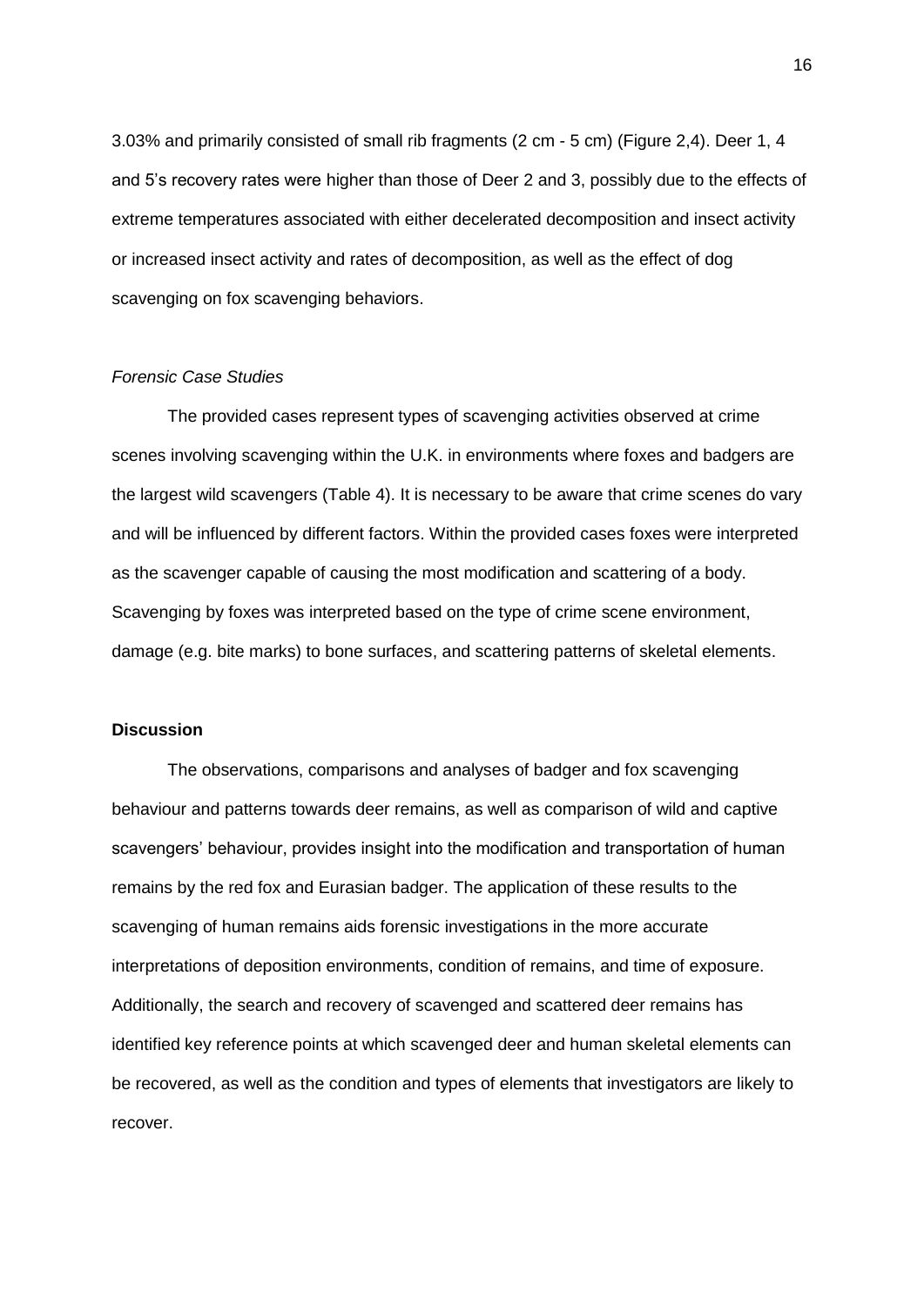3.03% and primarily consisted of small rib fragments (2 cm - 5 cm) (Figure 2,4). Deer 1, 4 and 5's recovery rates were higher than those of Deer 2 and 3, possibly due to the effects of extreme temperatures associated with either decelerated decomposition and insect activity or increased insect activity and rates of decomposition, as well as the effect of dog scavenging on fox scavenging behaviors.

*Forensic Case Studies*

The provided cases represent types of scavenging activities observed at crime scenes involving scavenging within the U.K. in environments where foxes and badgers are the largest wild scavengers (Table 4). It is necessary to be aware that crime scenes do vary and will be influenced by different factors. Within the provided cases foxes were interpreted as the scavenger capable of causing the most modification and scattering of a body. Scavenging by foxes was interpreted based on the type of crime scene environment, damage (e.g. bite marks) to bone surfaces, and scattering patterns of skeletal elements.

**Discussion**

The observations, comparisons and analyses of badger and fox scavenging behaviour and patterns towards deer remains, as well as comparison of wild and captive scavengers' behaviour, provides insight into the modification and transportation of human remains by the red fox and Eurasian badger. The application of these results to the scavenging of human remains aids forensic investigations in the more accurate interpretations of deposition environments, condition of remains, and time of exposure. Additionally, the search and recovery of scavenged and scattered deer remains has identified key reference points at which scavenged deer and human skeletal elements can be recovered, as well as the condition and types of elements that investigators are likely to recover.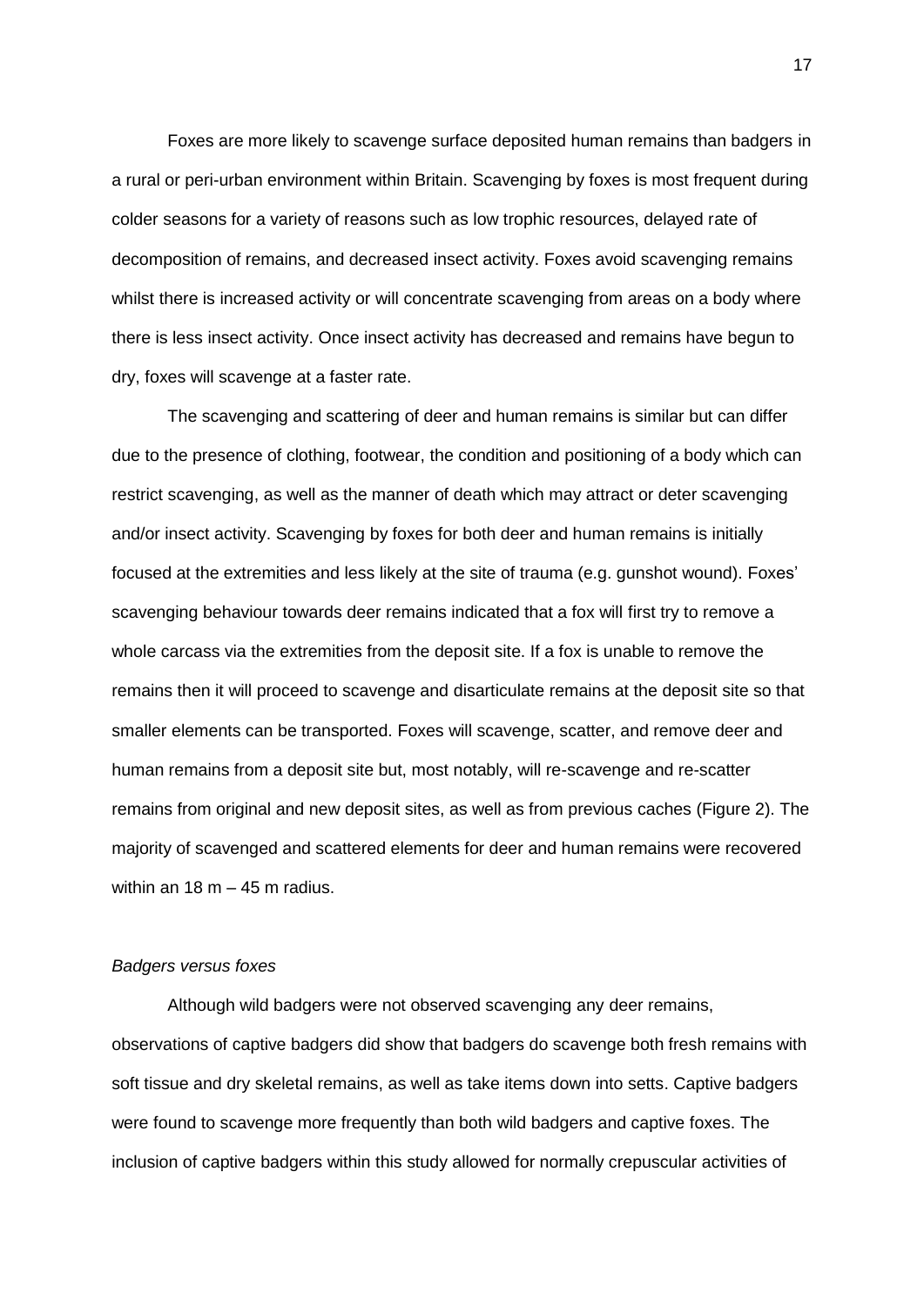Foxes are more likely to scavenge surface deposited human remains than badgers in a rural or peri-urban environment within Britain. Scavenging by foxes is most frequent during colder seasons for a variety of reasons such as low trophic resources, delayed rate of decomposition of remains, and decreased insect activity. Foxes avoid scavenging remains whilst there is increased activity or will concentrate scavenging from areas on a body where there is less insect activity. Once insect activity has decreased and remains have begun to dry, foxes will scavenge at a faster rate.

The scavenging and scattering of deer and human remains is similar but can differ due to the presence of clothing, footwear, the condition and positioning of a body which can restrict scavenging, as well as the manner of death which may attract or deter scavenging and/or insect activity. Scavenging by foxes for both deer and human remains is initially focused at the extremities and less likely at the site of trauma (e.g. gunshot wound). Foxes' scavenging behaviour towards deer remains indicated that a fox will first try to remove a whole carcass via the extremities from the deposit site. If a fox is unable to remove the remains then it will proceed to scavenge and disarticulate remains at the deposit site so that smaller elements can be transported. Foxes will scavenge, scatter, and remove deer and human remains from a deposit site but, most notably, will re-scavenge and re-scatter remains from original and new deposit sites, as well as from previous caches (Figure 2). The majority of scavenged and scattered elements for deer and human remains were recovered within an 18 m – 45 m radius.

*Badgers versus foxes*

Although wild badgers were not observed scavenging any deer remains, observations of captive badgers did show that badgers do scavenge both fresh remains with soft tissue and dry skeletal remains, as well as take items down into setts. Captive badgers were found to scavenge more frequently than both wild badgers and captive foxes. The inclusion of captive badgers within this study allowed for normally crepuscular activities of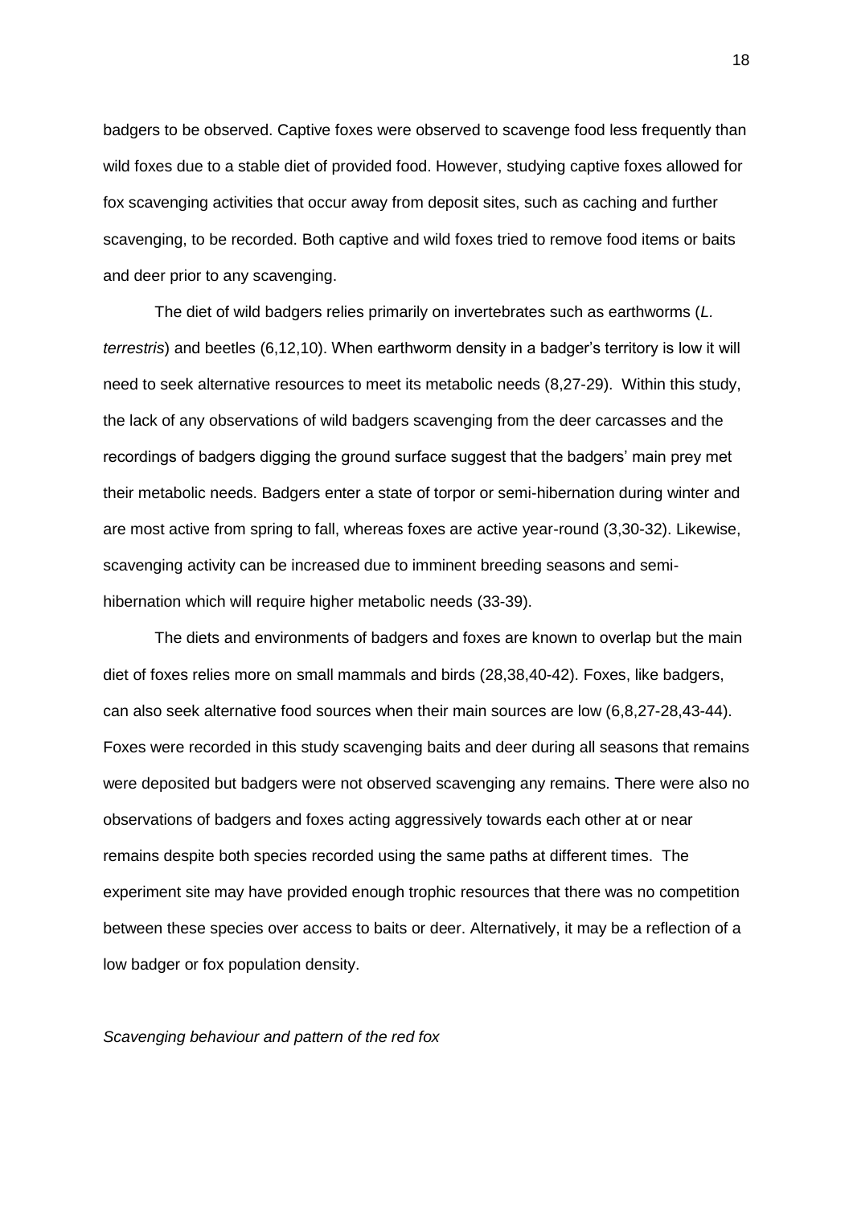badgers to be observed. Captive foxes were observed to scavenge food less frequently than wild foxes due to a stable diet of provided food. However, studying captive foxes allowed for fox scavenging activities that occur away from deposit sites, such as caching and further scavenging, to be recorded. Both captive and wild foxes tried to remove food items or baits and deer prior to any scavenging.

The diet of wild badgers relies primarily on invertebrates such as earthworms (*L. terrestris*) and beetles (6,12,10). When earthworm density in a badger's territory is low it will need to seek alternative resources to meet its metabolic needs (8,27-29). Within this study, the lack of any observations of wild badgers scavenging from the deer carcasses and the recordings of badgers digging the ground surface suggest that the badgers' main prey met their metabolic needs. Badgers enter a state of torpor or semi-hibernation during winter and are most active from spring to fall, whereas foxes are active year-round (3,30-32). Likewise, scavenging activity can be increased due to imminent breeding seasons and semi-hibernation which will require higher metabolic needs (33-39).

The diets and environments of badgers and foxes are known to overlap but the main diet of foxes relies more on small mammals and birds (28,38,40-42). Foxes, like badgers, can also seek alternative food sources when their main sources are low (6,8,27-28,43-44). Foxes were recorded in this study scavenging baits and deer during all seasons that remains were deposited but badgers were not observed scavenging any remains. There were also no observations of badgers and foxes acting aggressively towards each other at or near remains despite both species recorded using the same paths at different times. The experiment site may have provided enough trophic resources that there was no competition between these species over access to baits or deer. Alternatively, it may be a reflection of a low badger or fox population density.

*Scavenging behaviour and pattern of the red fox*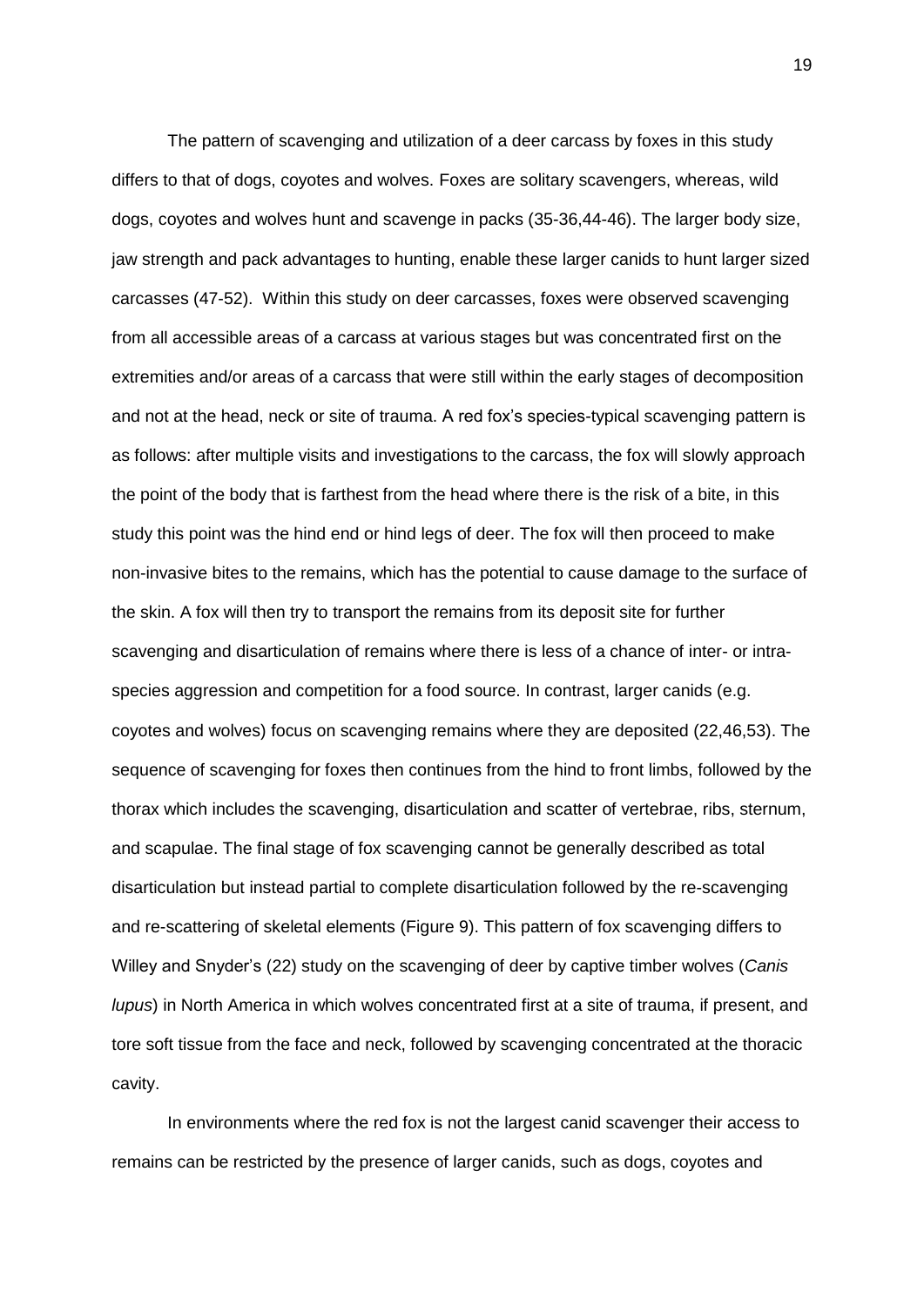The pattern of scavenging and utilization of a deer carcass by foxes in this study differs to that of dogs, coyotes and wolves. Foxes are solitary scavengers, whereas, wild dogs, coyotes and wolves hunt and scavenge in packs (35-36,44-46). The larger body size, jaw strength and pack advantages to hunting, enable these larger canids to hunt larger sized carcasses (47-52). Within this study on deer carcasses, foxes were observed scavenging from all accessible areas of a carcass at various stages but was concentrated first on the extremities and/or areas of a carcass that were still within the early stages of decomposition and not at the head, neck or site of trauma. A red fox's species-typical scavenging pattern is as follows: after multiple visits and investigations to the carcass, the fox will slowly approach the point of the body that is farthest from the head where there is the risk of a bite, in this study this point was the hind end or hind legs of deer. The fox will then proceed to make non-invasive bites to the remains, which has the potential to cause damage to the surface of the skin. A fox will then try to transport the remains from its deposit site for further scavenging and disarticulation of remains where there is less of a chance of inter- or intra-species aggression and competition for a food source. In contrast, larger canids (e.g. coyotes and wolves) focus on scavenging remains where they are deposited (22,46,53). The sequence of scavenging for foxes then continues from the hind to front limbs, followed by the thorax which includes the scavenging, disarticulation and scatter of vertebrae, ribs, sternum, and scapulae. The final stage of fox scavenging cannot be generally described as total disarticulation but instead partial to complete disarticulation followed by the re-scavenging and re-scattering of skeletal elements (Figure 9). This pattern of fox scavenging differs to Willey and Snyder's (22) study on the scavenging of deer by captive timber wolves (*Canis lupus*) in North America in which wolves concentrated first at a site of trauma, if present, and tore soft tissue from the face and neck, followed by scavenging concentrated at the thoracic cavity.

In environments where the red fox is not the largest canid scavenger their access to remains can be restricted by the presence of larger canids, such as dogs, coyotes and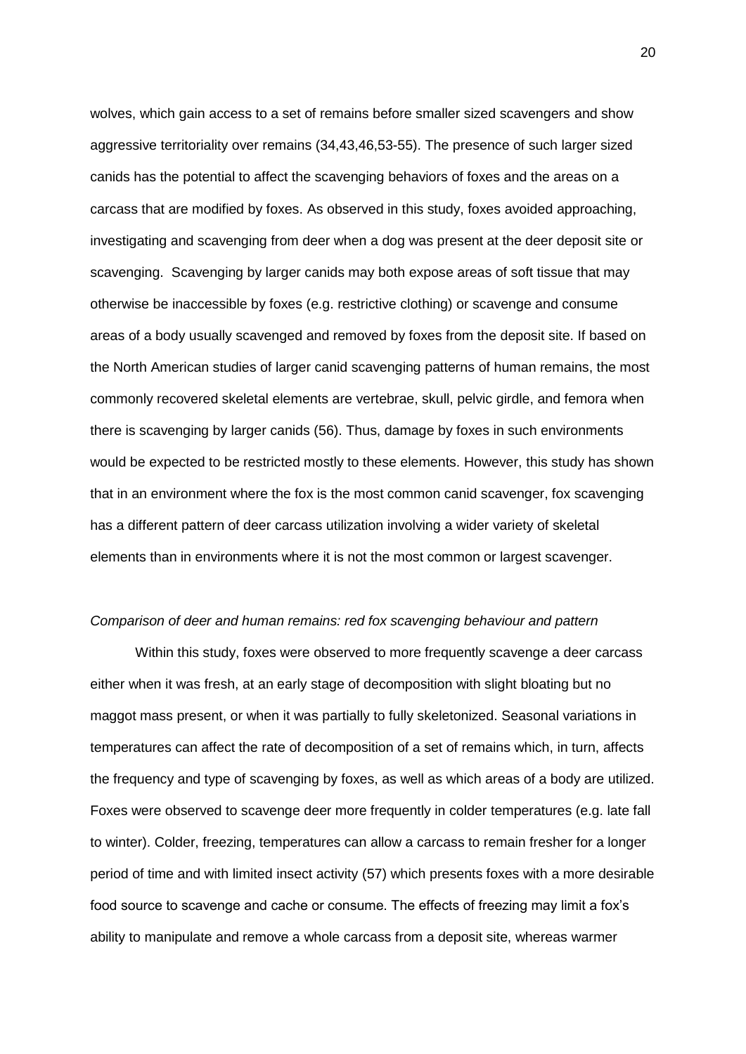wolves, which gain access to a set of remains before smaller sized scavengers and show aggressive territoriality over remains (34,43,46,53-55). The presence of such larger sized canids has the potential to affect the scavenging behaviors of foxes and the areas on a carcass that are modified by foxes. As observed in this study, foxes avoided approaching, investigating and scavenging from deer when a dog was present at the deer deposit site or scavenging. Scavenging by larger canids may both expose areas of soft tissue that may otherwise be inaccessible by foxes (e.g. restrictive clothing) or scavenge and consume areas of a body usually scavenged and removed by foxes from the deposit site. If based on the North American studies of larger canid scavenging patterns of human remains, the most commonly recovered skeletal elements are vertebrae, skull, pelvic girdle, and femora when there is scavenging by larger canids (56). Thus, damage by foxes in such environments would be expected to be restricted mostly to these elements. However, this study has shown that in an environment where the fox is the most common canid scavenger, fox scavenging has a different pattern of deer carcass utilization involving a wider variety of skeletal elements than in environments where it is not the most common or largest scavenger.

*Comparison of deer and human remains: red fox scavenging behaviour and pattern*

Within this study, foxes were observed to more frequently scavenge a deer carcass either when it was fresh, at an early stage of decomposition with slight bloating but no maggot mass present, or when it was partially to fully skeletonized. Seasonal variations in temperatures can affect the rate of decomposition of a set of remains which, in turn, affects the frequency and type of scavenging by foxes, as well as which areas of a body are utilized. Foxes were observed to scavenge deer more frequently in colder temperatures (e.g. late fall to winter). Colder, freezing, temperatures can allow a carcass to remain fresher for a longer period of time and with limited insect activity (57) which presents foxes with a more desirable food source to scavenge and cache or consume. The effects of freezing may limit a fox's ability to manipulate and remove a whole carcass from a deposit site, whereas warmer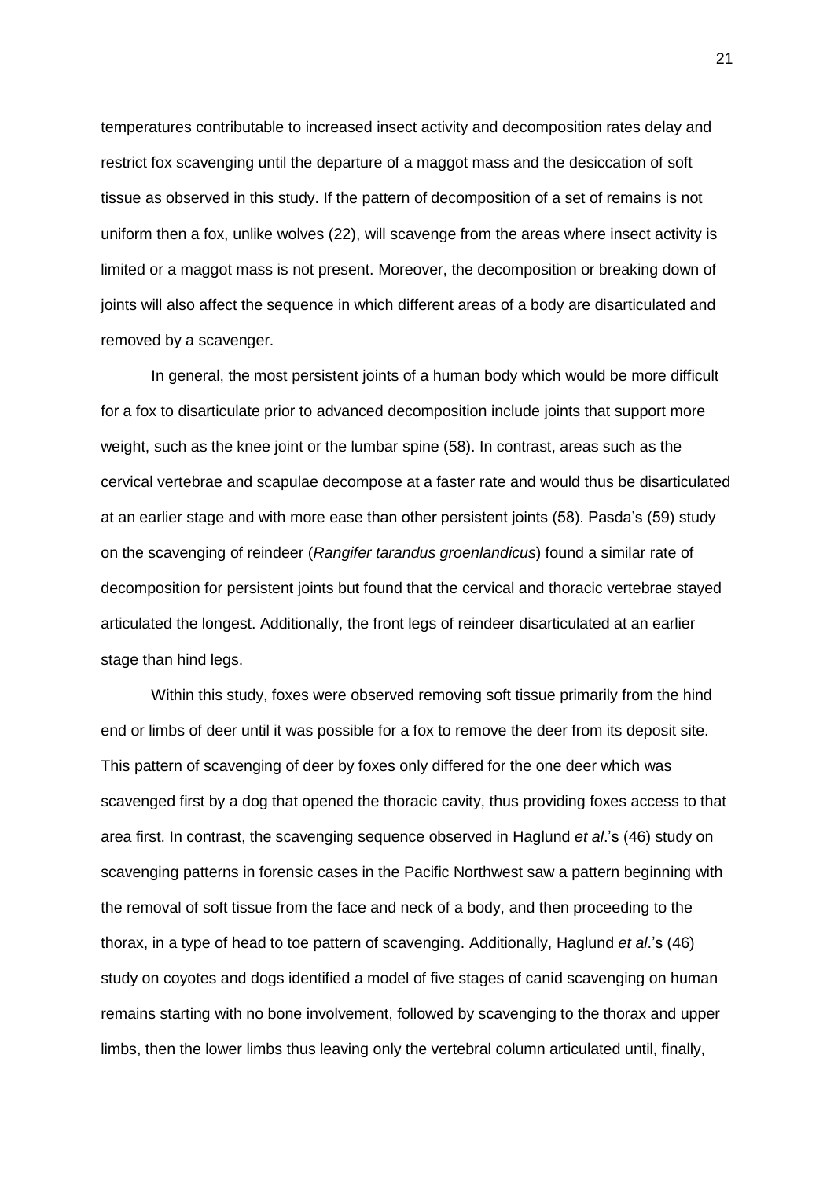temperatures contributable to increased insect activity and decomposition rates delay and restrict fox scavenging until the departure of a maggot mass and the desiccation of soft tissue as observed in this study. If the pattern of decomposition of a set of remains is not uniform then a fox, unlike wolves (22), will scavenge from the areas where insect activity is limited or a maggot mass is not present. Moreover, the decomposition or breaking down of joints will also affect the sequence in which different areas of a body are disarticulated and removed by a scavenger.

In general, the most persistent joints of a human body which would be more difficult for a fox to disarticulate prior to advanced decomposition include joints that support more weight, such as the knee joint or the lumbar spine (58). In contrast, areas such as the cervical vertebrae and scapulae decompose at a faster rate and would thus be disarticulated at an earlier stage and with more ease than other persistent joints (58). Pasda's (59) study on the scavenging of reindeer (*Rangifer tarandus groenlandicus*) found a similar rate of decomposition for persistent joints but found that the cervical and thoracic vertebrae stayed articulated the longest. Additionally, the front legs of reindeer disarticulated at an earlier stage than hind legs.

Within this study, foxes were observed removing soft tissue primarily from the hind end or limbs of deer until it was possible for a fox to remove the deer from its deposit site. This pattern of scavenging of deer by foxes only differed for the one deer which was scavenged first by a dog that opened the thoracic cavity, thus providing foxes access to that area first. In contrast, the scavenging sequence observed in Haglund *et al*.'s (46) study on scavenging patterns in forensic cases in the Pacific Northwest saw a pattern beginning with the removal of soft tissue from the face and neck of a body, and then proceeding to the thorax, in a type of head to toe pattern of scavenging. Additionally, Haglund *et al*.'s (46) study on coyotes and dogs identified a model of five stages of canid scavenging on human remains starting with no bone involvement, followed by scavenging to the thorax and upper limbs, then the lower limbs thus leaving only the vertebral column articulated until, finally,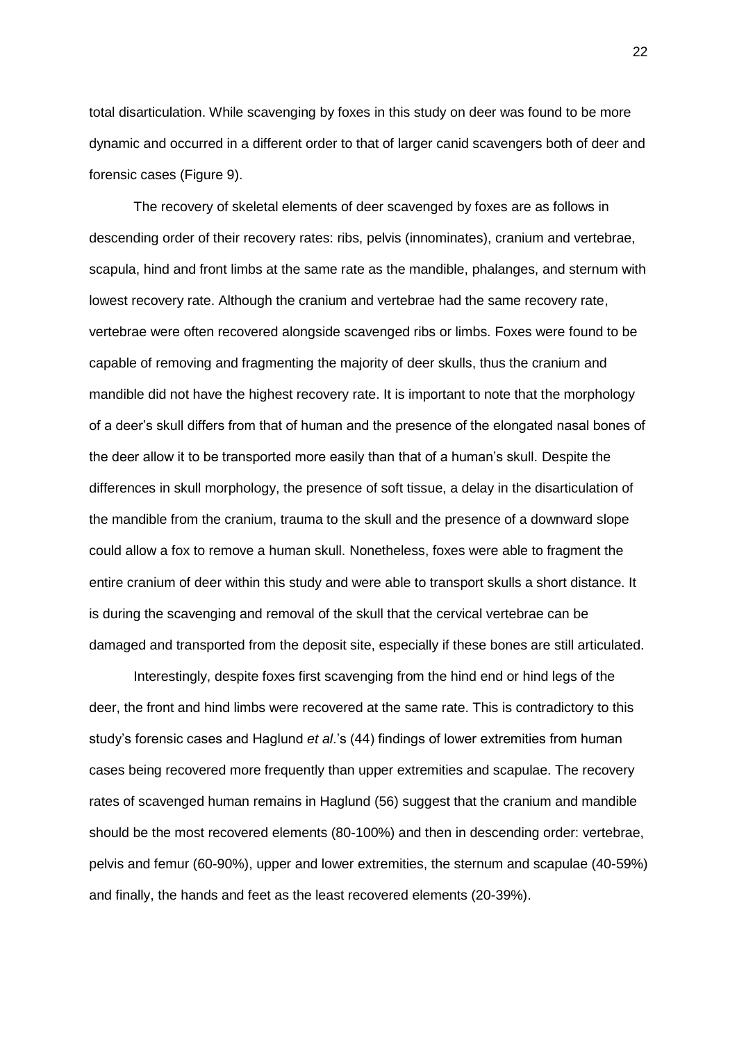total disarticulation. While scavenging by foxes in this study on deer was found to be more dynamic and occurred in a different order to that of larger canid scavengers both of deer and forensic cases (Figure 9).

The recovery of skeletal elements of deer scavenged by foxes are as follows in descending order of their recovery rates: ribs, pelvis (innominates), cranium and vertebrae, scapula, hind and front limbs at the same rate as the mandible, phalanges, and sternum with lowest recovery rate. Although the cranium and vertebrae had the same recovery rate, vertebrae were often recovered alongside scavenged ribs or limbs. Foxes were found to be capable of removing and fragmenting the majority of deer skulls, thus the cranium and mandible did not have the highest recovery rate. It is important to note that the morphology of a deer's skull differs from that of human and the presence of the elongated nasal bones of the deer allow it to be transported more easily than that of a human's skull. Despite the differences in skull morphology, the presence of soft tissue, a delay in the disarticulation of the mandible from the cranium, trauma to the skull and the presence of a downward slope could allow a fox to remove a human skull. Nonetheless, foxes were able to fragment the entire cranium of deer within this study and were able to transport skulls a short distance. It is during the scavenging and removal of the skull that the cervical vertebrae can be damaged and transported from the deposit site, especially if these bones are still articulated.

Interestingly, despite foxes first scavenging from the hind end or hind legs of the deer, the front and hind limbs were recovered at the same rate. This is contradictory to this study's forensic cases and Haglund *et al*.'s (44) findings of lower extremities from human cases being recovered more frequently than upper extremities and scapulae. The recovery rates of scavenged human remains in Haglund (56) suggest that the cranium and mandible should be the most recovered elements (80-100%) and then in descending order: vertebrae, pelvis and femur (60-90%), upper and lower extremities, the sternum and scapulae (40-59%) and finally, the hands and feet as the least recovered elements (20-39%).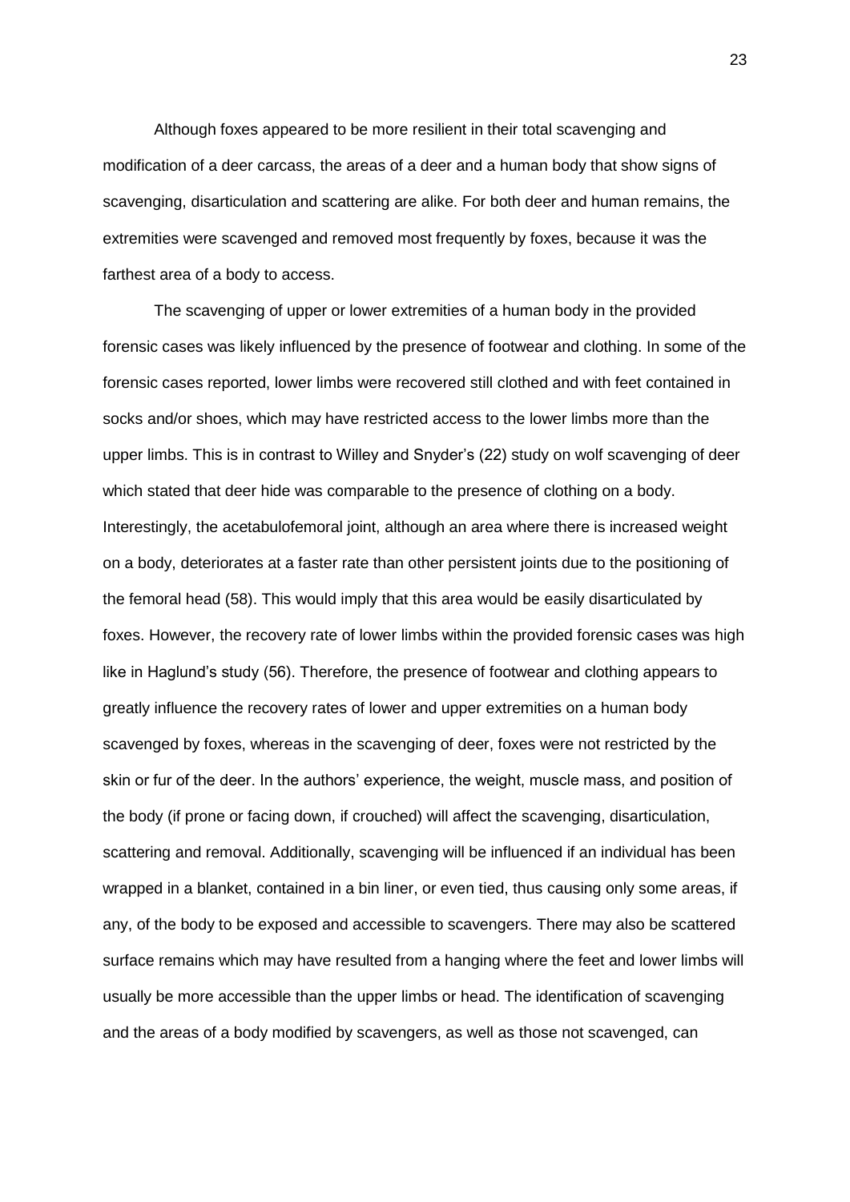Although foxes appeared to be more resilient in their total scavenging and modification of a deer carcass, the areas of a deer and a human body that show signs of scavenging, disarticulation and scattering are alike. For both deer and human remains, the extremities were scavenged and removed most frequently by foxes, because it was the farthest area of a body to access.

The scavenging of upper or lower extremities of a human body in the provided forensic cases was likely influenced by the presence of footwear and clothing. In some of the forensic cases reported, lower limbs were recovered still clothed and with feet contained in socks and/or shoes, which may have restricted access to the lower limbs more than the upper limbs. This is in contrast to Willey and Snyder's (22) study on wolf scavenging of deer which stated that deer hide was comparable to the presence of clothing on a body. Interestingly, the acetabulofemoral joint, although an area where there is increased weight on a body, deteriorates at a faster rate than other persistent joints due to the positioning of the femoral head (58). This would imply that this area would be easily disarticulated by foxes. However, the recovery rate of lower limbs within the provided forensic cases was high like in Haglund's study (56). Therefore, the presence of footwear and clothing appears to greatly influence the recovery rates of lower and upper extremities on a human body scavenged by foxes, whereas in the scavenging of deer, foxes were not restricted by the skin or fur of the deer. In the authors' experience, the weight, muscle mass, and position of the body (if prone or facing down, if crouched) will affect the scavenging, disarticulation, scattering and removal. Additionally, scavenging will be influenced if an individual has been wrapped in a blanket, contained in a bin liner, or even tied, thus causing only some areas, if any, of the body to be exposed and accessible to scavengers. There may also be scattered surface remains which may have resulted from a hanging where the feet and lower limbs will usually be more accessible than the upper limbs or head. The identification of scavenging and the areas of a body modified by scavengers, as well as those not scavenged, can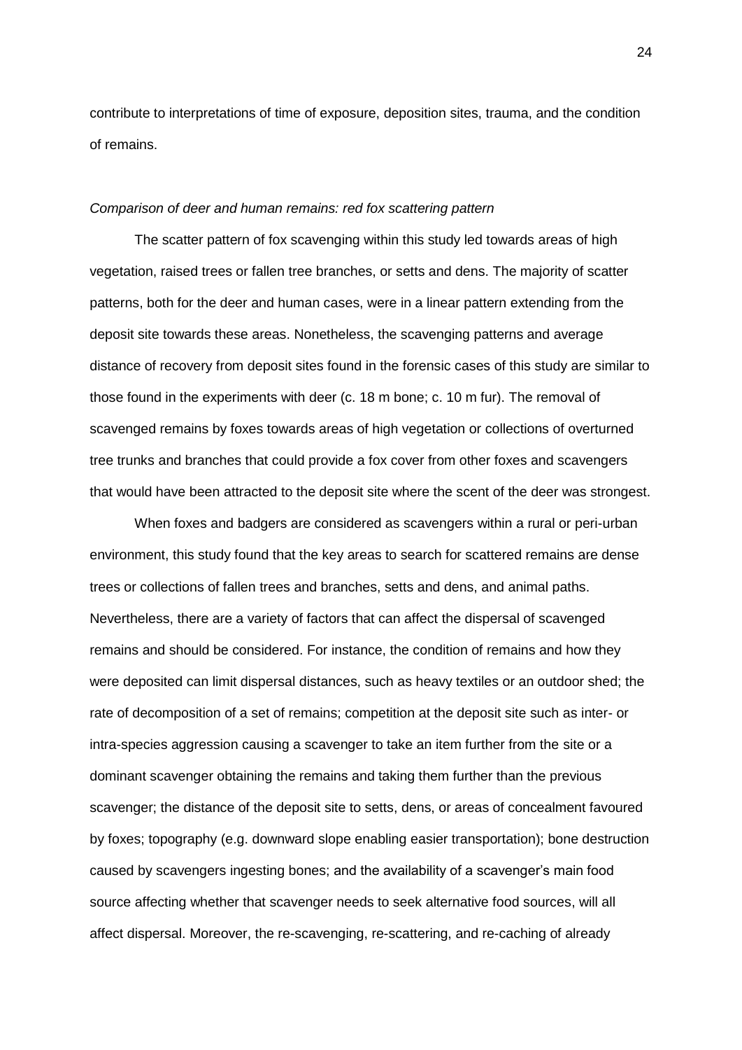contribute to interpretations of time of exposure, deposition sites, trauma, and the condition of remains.

*Comparison of deer and human remains: red fox scattering pattern*

The scatter pattern of fox scavenging within this study led towards areas of high vegetation, raised trees or fallen tree branches, or setts and dens. The majority of scatter patterns, both for the deer and human cases, were in a linear pattern extending from the deposit site towards these areas. Nonetheless, the scavenging patterns and average distance of recovery from deposit sites found in the forensic cases of this study are similar to those found in the experiments with deer (c. 18 m bone; c. 10 m fur). The removal of scavenged remains by foxes towards areas of high vegetation or collections of overturned tree trunks and branches that could provide a fox cover from other foxes and scavengers that would have been attracted to the deposit site where the scent of the deer was strongest.

When foxes and badgers are considered as scavengers within a rural or peri-urban environment, this study found that the key areas to search for scattered remains are dense trees or collections of fallen trees and branches, setts and dens, and animal paths. Nevertheless, there are a variety of factors that can affect the dispersal of scavenged remains and should be considered. For instance, the condition of remains and how they were deposited can limit dispersal distances, such as heavy textiles or an outdoor shed; the rate of decomposition of a set of remains; competition at the deposit site such as inter- or intra-species aggression causing a scavenger to take an item further from the site or a dominant scavenger obtaining the remains and taking them further than the previous scavenger; the distance of the deposit site to setts, dens, or areas of concealment favoured by foxes; topography (e.g. downward slope enabling easier transportation); bone destruction caused by scavengers ingesting bones; and the availability of a scavenger's main food source affecting whether that scavenger needs to seek alternative food sources, will all affect dispersal. Moreover, the re-scavenging, re-scattering, and re-caching of already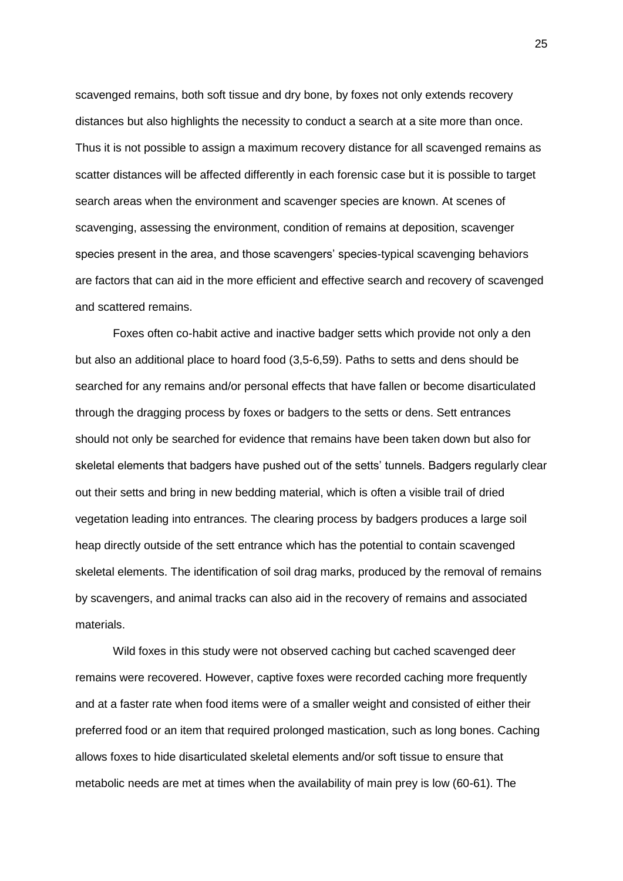scavenged remains, both soft tissue and dry bone, by foxes not only extends recovery distances but also highlights the necessity to conduct a search at a site more than once. Thus it is not possible to assign a maximum recovery distance for all scavenged remains as scatter distances will be affected differently in each forensic case but it is possible to target search areas when the environment and scavenger species are known. At scenes of scavenging, assessing the environment, condition of remains at deposition, scavenger species present in the area, and those scavengers' species-typical scavenging behaviors are factors that can aid in the more efficient and effective search and recovery of scavenged and scattered remains.

Foxes often co-habit active and inactive badger setts which provide not only a den but also an additional place to hoard food (3,5-6,59). Paths to setts and dens should be searched for any remains and/or personal effects that have fallen or become disarticulated through the dragging process by foxes or badgers to the setts or dens. Sett entrances should not only be searched for evidence that remains have been taken down but also for skeletal elements that badgers have pushed out of the setts' tunnels. Badgers regularly clear out their setts and bring in new bedding material, which is often a visible trail of dried vegetation leading into entrances. The clearing process by badgers produces a large soil heap directly outside of the sett entrance which has the potential to contain scavenged skeletal elements. The identification of soil drag marks, produced by the removal of remains by scavengers, and animal tracks can also aid in the recovery of remains and associated materials.

Wild foxes in this study were not observed caching but cached scavenged deer remains were recovered. However, captive foxes were recorded caching more frequently and at a faster rate when food items were of a smaller weight and consisted of either their preferred food or an item that required prolonged mastication, such as long bones. Caching allows foxes to hide disarticulated skeletal elements and/or soft tissue to ensure that metabolic needs are met at times when the availability of main prey is low (60-61). The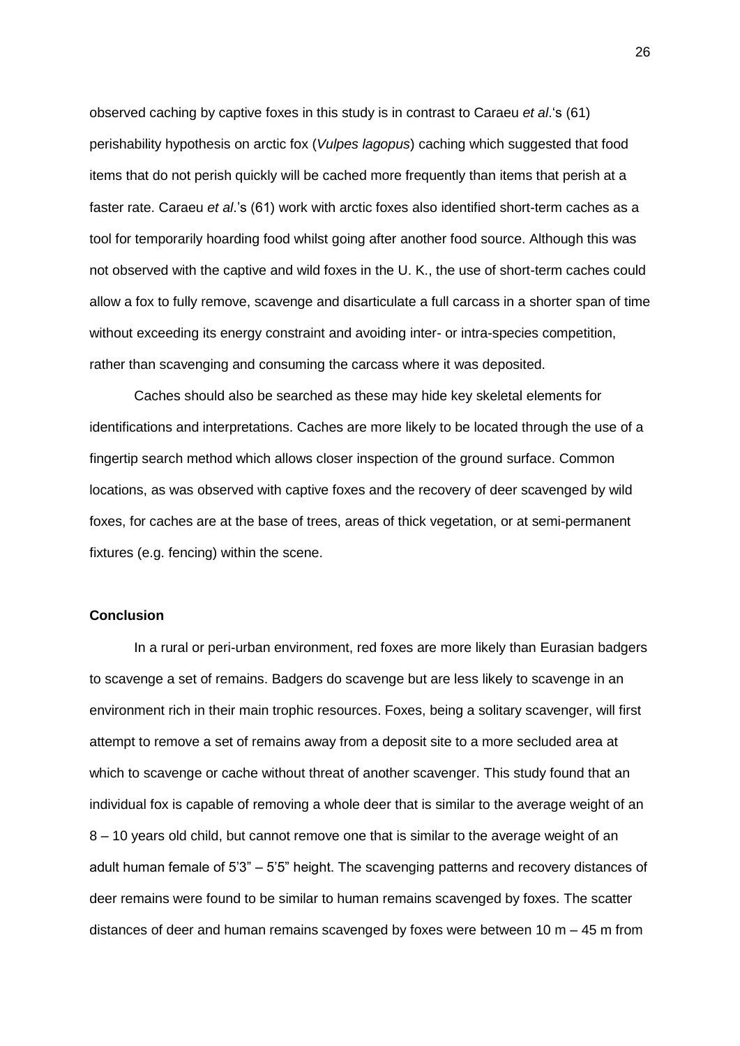observed caching by captive foxes in this study is in contrast to Caraeu *et al*.'s (61) perishability hypothesis on arctic fox (*Vulpes lagopus*) caching which suggested that food items that do not perish quickly will be cached more frequently than items that perish at a faster rate. Caraeu *et al*.'s (61) work with arctic foxes also identified short-term caches as a tool for temporarily hoarding food whilst going after another food source. Although this was not observed with the captive and wild foxes in the U. K., the use of short-term caches could allow a fox to fully remove, scavenge and disarticulate a full carcass in a shorter span of time without exceeding its energy constraint and avoiding inter- or intra-species competition, rather than scavenging and consuming the carcass where it was deposited.

Caches should also be searched as these may hide key skeletal elements for identifications and interpretations. Caches are more likely to be located through the use of a fingertip search method which allows closer inspection of the ground surface. Common locations, as was observed with captive foxes and the recovery of deer scavenged by wild foxes, for caches are at the base of trees, areas of thick vegetation, or at semi-permanent fixtures (e.g. fencing) within the scene.

### Conclusion

In a rural or peri-urban environment, red foxes are more likely than Eurasian badgers to scavenge a set of remains. Badgers do scavenge but are less likely to scavenge in an environment rich in their main trophic resources. Foxes, being a solitary scavenger, will first attempt to remove a set of remains away from a deposit site to a more secluded area at which to scavenge or cache without threat of another scavenger. This study found that an individual fox is capable of removing a whole deer that is similar to the average weight of an 8 – 10 years old child, but cannot remove one that is similar to the average weight of an adult human female of 5'3" – 5'5" height. The scavenging patterns and recovery distances of deer remains were found to be similar to human remains scavenged by foxes. The scatter distances of deer and human remains scavenged by foxes were between 10 m – 45 m from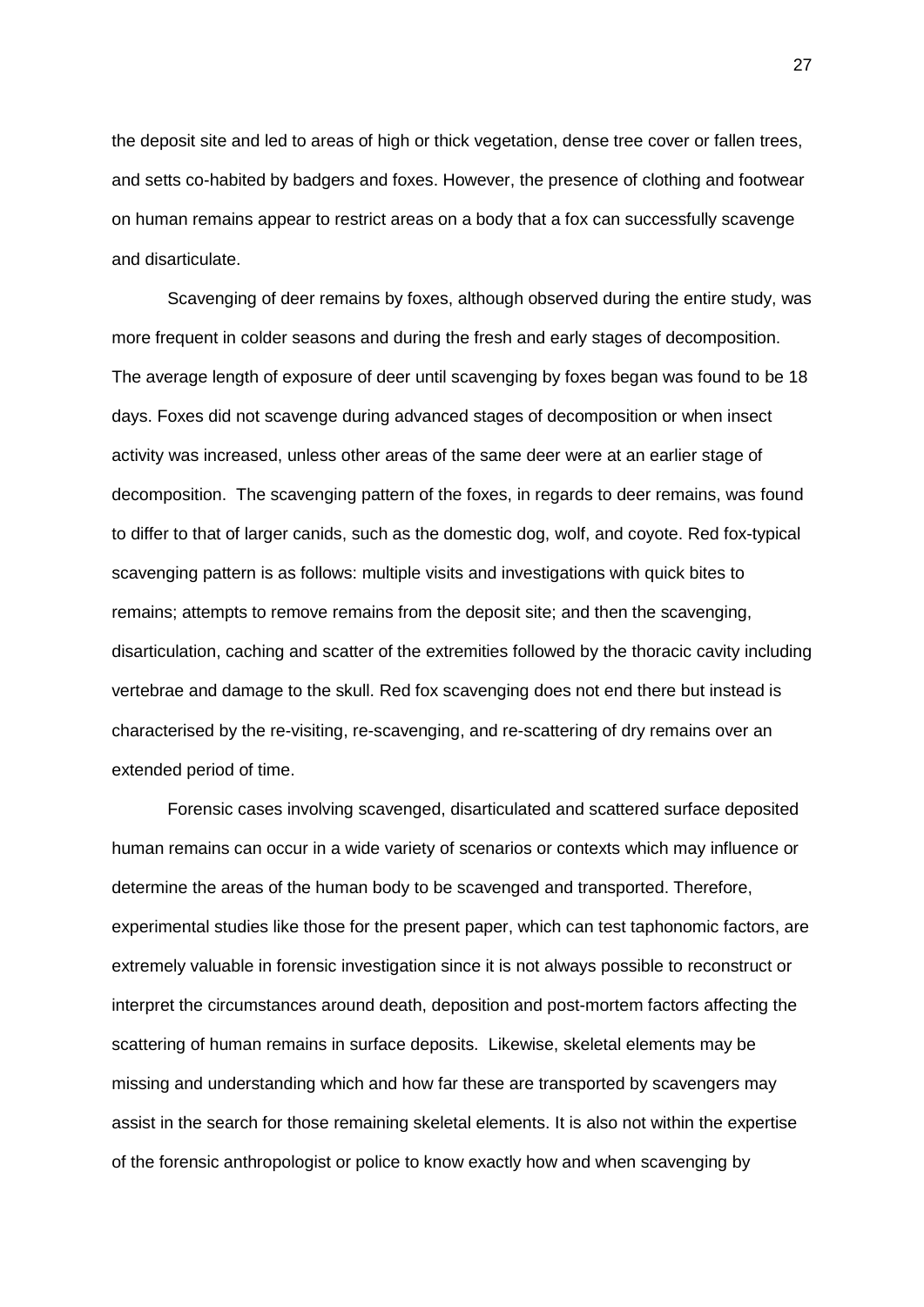the deposit site and led to areas of high or thick vegetation, dense tree cover or fallen trees, and setts co-habited by badgers and foxes. However, the presence of clothing and footwear on human remains appear to restrict areas on a body that a fox can successfully scavenge and disarticulate.

Scavenging of deer remains by foxes, although observed during the entire study, was more frequent in colder seasons and during the fresh and early stages of decomposition. The average length of exposure of deer until scavenging by foxes began was found to be 18 days. Foxes did not scavenge during advanced stages of decomposition or when insect activity was increased, unless other areas of the same deer were at an earlier stage of decomposition. The scavenging pattern of the foxes, in regards to deer remains, was found to differ to that of larger canids, such as the domestic dog, wolf, and coyote. Red fox-typical scavenging pattern is as follows: multiple visits and investigations with quick bites to remains; attempts to remove remains from the deposit site; and then the scavenging, disarticulation, caching and scatter of the extremities followed by the thoracic cavity including vertebrae and damage to the skull. Red fox scavenging does not end there but instead is characterised by the re-visiting, re-scavenging, and re-scattering of dry remains over an extended period of time.

Forensic cases involving scavenged, disarticulated and scattered surface deposited human remains can occur in a wide variety of scenarios or contexts which may influence or determine the areas of the human body to be scavenged and transported. Therefore, experimental studies like those for the present paper, which can test taphonomic factors, are extremely valuable in forensic investigation since it is not always possible to reconstruct or interpret the circumstances around death, deposition and post-mortem factors affecting the scattering of human remains in surface deposits. Likewise, skeletal elements may be missing and understanding which and how far these are transported by scavengers may assist in the search for those remaining skeletal elements. It is also not within the expertise of the forensic anthropologist or police to know exactly how and when scavenging by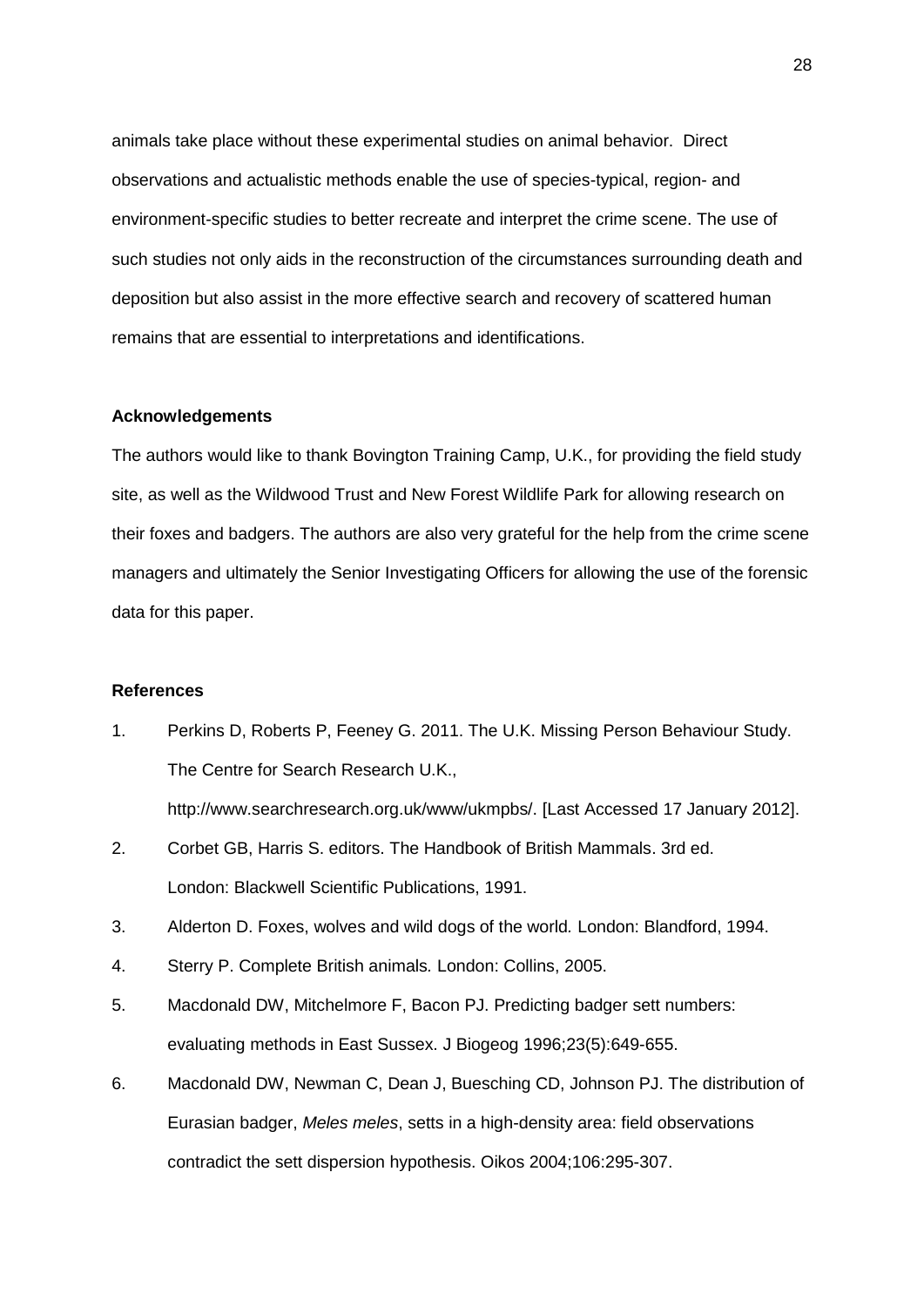animals take place without these experimental studies on animal behavior. Direct observations and actualistic methods enable the use of species-typical, region- and environment-specific studies to better recreate and interpret the crime scene. The use of such studies not only aids in the reconstruction of the circumstances surrounding death and deposition but also assist in the more effective search and recovery of scattered human remains that are essential to interpretations and identifications.

**Acknowledgements**

The authors would like to thank Bovington Training Camp, U.K., for providing the field study site, as well as the Wildwood Trust and New Forest Wildlife Park for allowing research on their foxes and badgers. The authors are also very grateful for the help from the crime scene managers and ultimately the Senior Investigating Officers for allowing the use of the forensic data for this paper.

**References**

1. Perkins D, Roberts P, Feeney G. 2011. The U.K. Missing Person Behaviour Study. The Centre for Search Research U.K., http://www.searchresearch.org.uk/www/ukmpbs/. [Last Accessed 17 January 2012].
2. Corbet GB, Harris S. editors. The Handbook of British Mammals. 3rd ed. London: Blackwell Scientific Publications, 1991.
3. Alderton D. Foxes, wolves and wild dogs of the world*.* London: Blandford, 1994.
4. Sterry P. Complete British animals*.* London: Collins, 2005.
5. Macdonald DW, Mitchelmore F, Bacon PJ. Predicting badger sett numbers: evaluating methods in East Sussex. J Biogeog 1996;23(5):649-655.
6. Macdonald DW, Newman C, Dean J, Buesching CD, Johnson PJ. The distribution of Eurasian badger, *Meles meles*, setts in a high-density area: field observations contradict the sett dispersion hypothesis. Oikos 2004;106:295-307.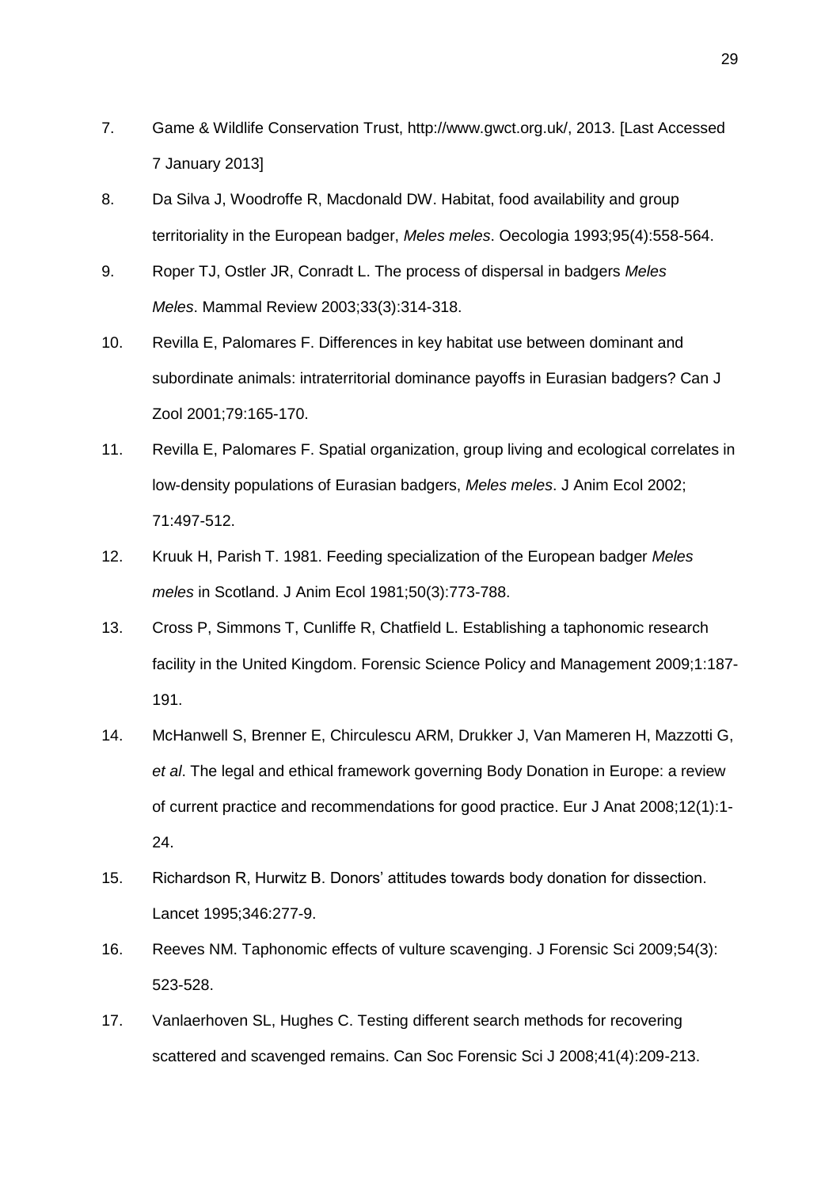7. Game & Wildlife Conservation Trust, http://www.gwct.org.uk/, 2013. [Last Accessed 7 January 2013]

8. Da Silva J, Woodroffe R, Macdonald DW. Habitat, food availability and group territoriality in the European badger, *Meles meles*. Oecologia 1993;95(4):558-564.

9. Roper TJ, Ostler JR, Conradt L. The process of dispersal in badgers *Meles Meles*. Mammal Review 2003;33(3):314-318.

10. Revilla E, Palomares F. Differences in key habitat use between dominant and subordinate animals: intraterritorial dominance payoffs in Eurasian badgers? Can J Zool 2001;79:165-170.

11. Revilla E, Palomares F. Spatial organization, group living and ecological correlates in low-density populations of Eurasian badgers, *Meles meles*. J Anim Ecol 2002; 71:497-512.

12. Kruuk H, Parish T. 1981. Feeding specialization of the European badger *Meles meles* in Scotland. J Anim Ecol 1981;50(3):773-788.

13. Cross P, Simmons T, Cunliffe R, Chatfield L. Establishing a taphonomic research facility in the United Kingdom. Forensic Science Policy and Management 2009;1:187-191.

14. McHanwell S, Brenner E, Chirculescu ARM, Drukker J, Van Mameren H, Mazzotti G, *et al*. The legal and ethical framework governing Body Donation in Europe: a review of current practice and recommendations for good practice. Eur J Anat 2008;12(1):1-24.

15. Richardson R, Hurwitz B. Donors' attitudes towards body donation for dissection. Lancet 1995;346:277-9.

16. Reeves NM. Taphonomic effects of vulture scavenging. J Forensic Sci 2009;54(3): 523-528.

17. Vanlaerhoven SL, Hughes C. Testing different search methods for recovering scattered and scavenged remains. Can Soc Forensic Sci J 2008;41(4):209-213.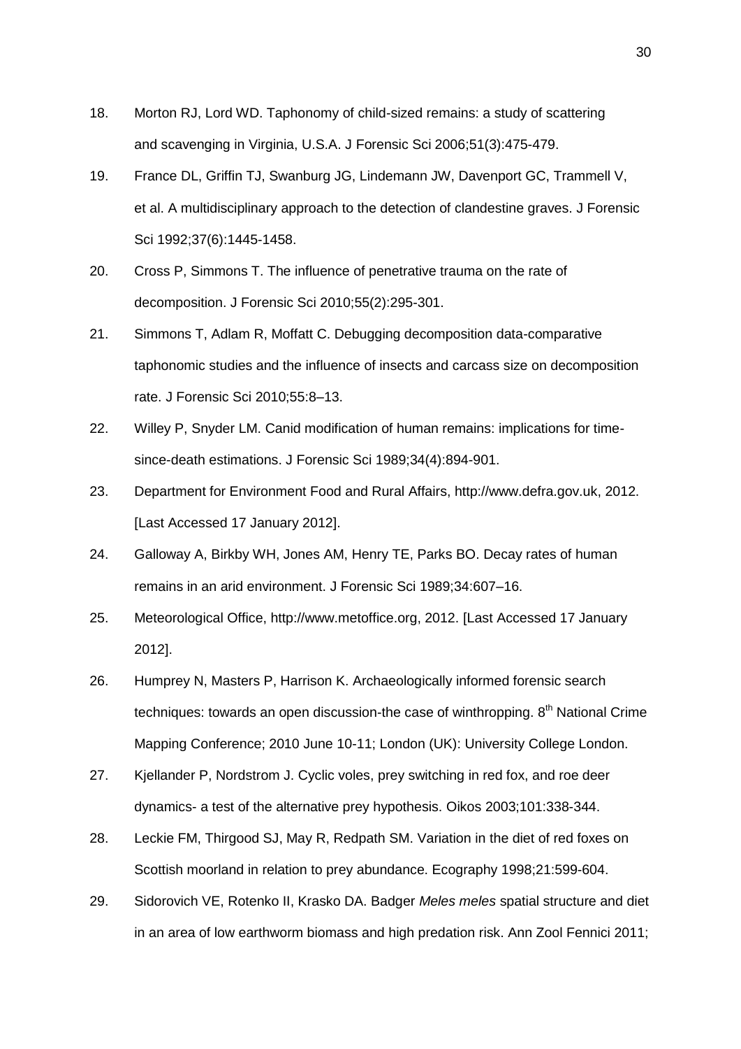18. Morton RJ, Lord WD. Taphonomy of child-sized remains: a study of scattering and scavenging in Virginia, U.S.A. J Forensic Sci 2006;51(3):475-479.

19. France DL, Griffin TJ, Swanburg JG, Lindemann JW, Davenport GC, Trammell V, et al. A multidisciplinary approach to the detection of clandestine graves. J Forensic Sci 1992;37(6):1445-1458.

20. Cross P, Simmons T. The influence of penetrative trauma on the rate of decomposition. J Forensic Sci 2010;55(2):295-301.

21. Simmons T, Adlam R, Moffatt C. Debugging decomposition data-comparative taphonomic studies and the influence of insects and carcass size on decomposition rate. J Forensic Sci 2010;55:8–13.

22. Willey P, Snyder LM. Canid modification of human remains: implications for time-since-death estimations. J Forensic Sci 1989;34(4):894-901.

23. Department for Environment Food and Rural Affairs, http://www.defra.gov.uk, 2012. [Last Accessed 17 January 2012].

24. Galloway A, Birkby WH, Jones AM, Henry TE, Parks BO. Decay rates of human remains in an arid environment. J Forensic Sci 1989;34:607–16.

25. Meteorological Office, http://www.metoffice.org, 2012. [Last Accessed 17 January 2012].

26. Humprey N, Masters P, Harrison K. Archaeologically informed forensic search techniques: towards an open discussion-the case of winthropping. 8th National Crime Mapping Conference; 2010 June 10-11; London (UK): University College London.

27. Kjellander P, Nordstrom J. Cyclic voles, prey switching in red fox, and roe deer dynamics- a test of the alternative prey hypothesis. Oikos 2003;101:338-344.

28. Leckie FM, Thirgood SJ, May R, Redpath SM. Variation in the diet of red foxes on Scottish moorland in relation to prey abundance. Ecography 1998;21:599-604.

29. Sidorovich VE, Rotenko II, Krasko DA. Badger *Meles meles* spatial structure and diet in an area of low earthworm biomass and high predation risk. Ann Zool Fennici 2011;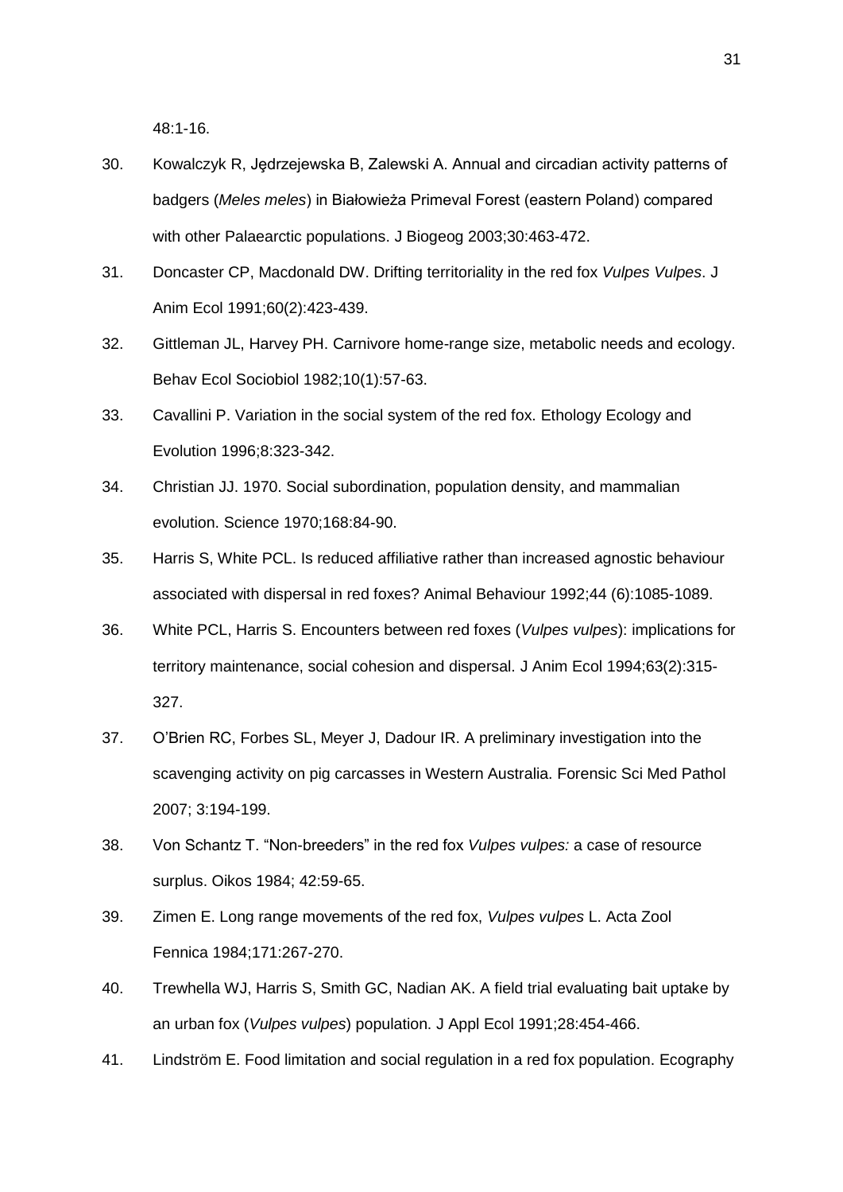48:1-16.

30. Kowalczyk R, Jędrzejewska B, Zalewski A. Annual and circadian activity patterns of badgers (*Meles meles*) in Białowieża Primeval Forest (eastern Poland) compared with other Palaearctic populations. J Biogeog 2003;30:463-472.
31. Doncaster CP, Macdonald DW. Drifting territoriality in the red fox *Vulpes Vulpes*. J Anim Ecol 1991;60(2):423-439.
32. Gittleman JL, Harvey PH. Carnivore home-range size, metabolic needs and ecology. Behav Ecol Sociobiol 1982;10(1):57-63.
33. Cavallini P. Variation in the social system of the red fox. Ethology Ecology and Evolution 1996;8:323-342.
34. Christian JJ. 1970. Social subordination, population density, and mammalian evolution. Science 1970;168:84-90.
35. Harris S, White PCL. Is reduced affiliative rather than increased agnostic behaviour associated with dispersal in red foxes? Animal Behaviour 1992;44 (6):1085-1089.
36. White PCL, Harris S. Encounters between red foxes (*Vulpes vulpes*): implications for territory maintenance, social cohesion and dispersal. J Anim Ecol 1994;63(2):315-327.
37. O'Brien RC, Forbes SL, Meyer J, Dadour IR. A preliminary investigation into the scavenging activity on pig carcasses in Western Australia. Forensic Sci Med Pathol 2007; 3:194-199.
38. Von Schantz T. "Non-breeders" in the red fox *Vulpes vulpes:* a case of resource surplus. Oikos 1984; 42:59-65.
39. Zimen E. Long range movements of the red fox, *Vulpes vulpes* L. Acta Zool Fennica 1984;171:267-270.
40. Trewhella WJ, Harris S, Smith GC, Nadian AK. A field trial evaluating bait uptake by an urban fox (*Vulpes vulpes*) population. J Appl Ecol 1991;28:454-466.
41. Lindström E. Food limitation and social regulation in a red fox population. Ecography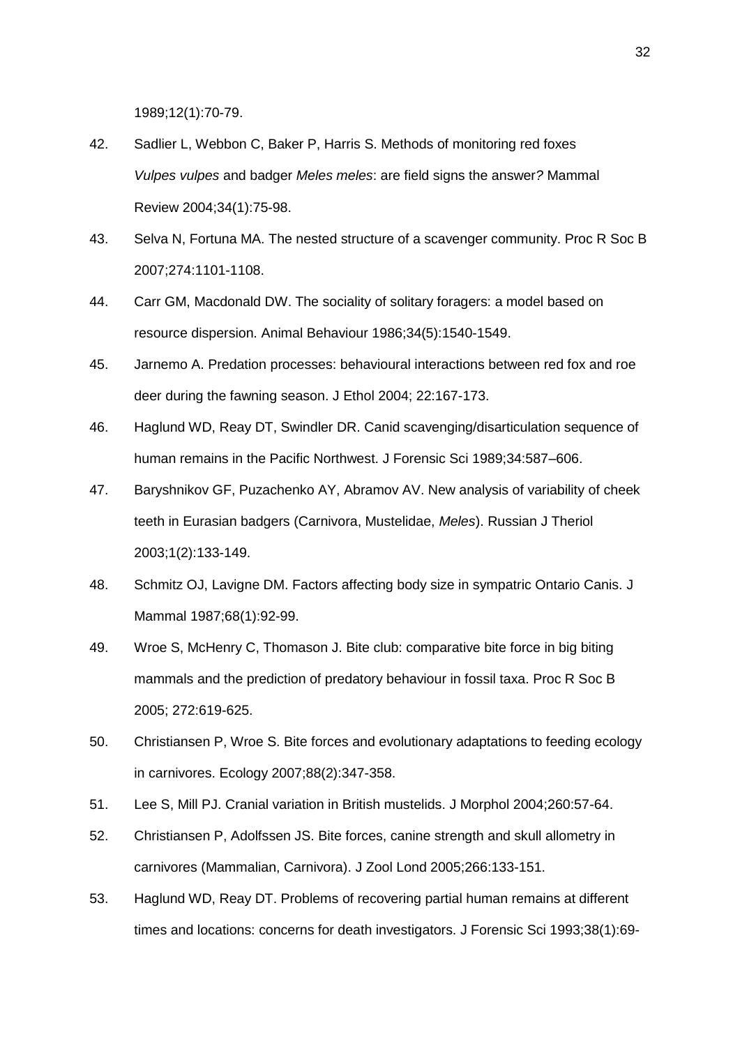1989;12(1):70-79.

42. Sadlier L, Webbon C, Baker P, Harris S. Methods of monitoring red foxes *Vulpes vulpes* and badger *Meles meles*: are field signs the answer? Mammal Review 2004;34(1):75-98.
43. Selva N, Fortuna MA. The nested structure of a scavenger community. Proc R Soc B 2007;274:1101-1108.
44. Carr GM, Macdonald DW. The sociality of solitary foragers: a model based on resource dispersion. Animal Behaviour 1986;34(5):1540-1549.
45. Jarnemo A. Predation processes: behavioural interactions between red fox and roe deer during the fawning season. J Ethol 2004; 22:167-173.
46. Haglund WD, Reay DT, Swindler DR. Canid scavenging/disarticulation sequence of human remains in the Pacific Northwest. J Forensic Sci 1989;34:587–606.
47. Baryshnikov GF, Puzachenko AY, Abramov AV. New analysis of variability of cheek teeth in Eurasian badgers (Carnivora, Mustelidae, *Meles*). Russian J Theriol 2003;1(2):133-149.
48. Schmitz OJ, Lavigne DM. Factors affecting body size in sympatric Ontario Canis. J Mammal 1987;68(1):92-99.
49. Wroe S, McHenry C, Thomason J. Bite club: comparative bite force in big biting mammals and the prediction of predatory behaviour in fossil taxa. Proc R Soc B 2005; 272:619-625.
50. Christiansen P, Wroe S. Bite forces and evolutionary adaptations to feeding ecology in carnivores. Ecology 2007;88(2):347-358.
51. Lee S, Mill PJ. Cranial variation in British mustelids. J Morphol 2004;260:57-64.
52. Christiansen P, Adolfssen JS. Bite forces, canine strength and skull allometry in carnivores (Mammalian, Carnivora). J Zool Lond 2005;266:133-151.
53. Haglund WD, Reay DT. Problems of recovering partial human remains at different times and locations: concerns for death investigators. J Forensic Sci 1993;38(1):69-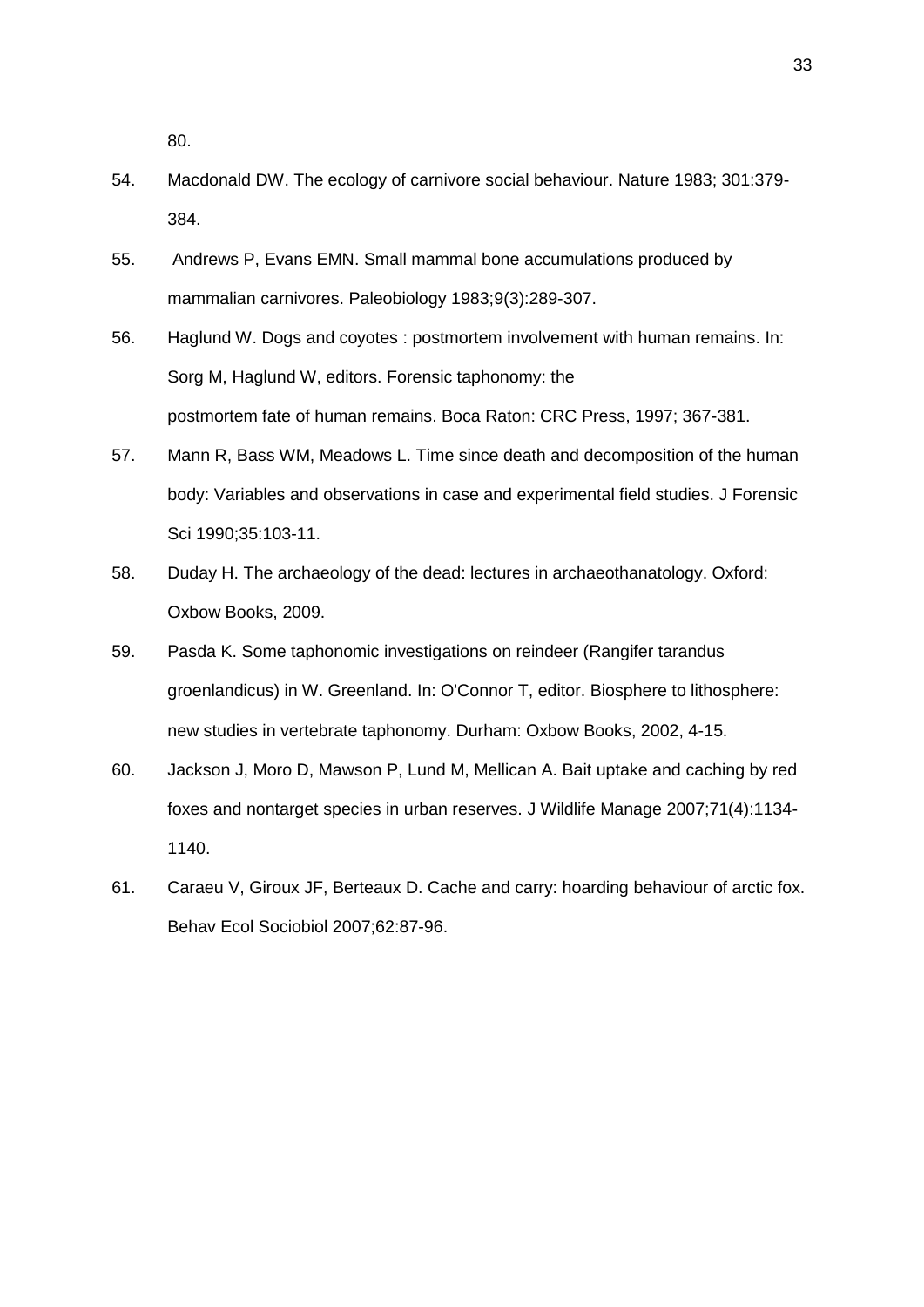80.

54. Macdonald DW. The ecology of carnivore social behaviour. Nature 1983; 301:379-384.

55. Andrews P, Evans EMN. Small mammal bone accumulations produced by mammalian carnivores. Paleobiology 1983;9(3):289-307.

56. Haglund W. Dogs and coyotes : postmortem involvement with human remains. In: Sorg M, Haglund W, editors. Forensic taphonomy: the postmortem fate of human remains. Boca Raton: CRC Press, 1997; 367-381.

57. Mann R, Bass WM, Meadows L. Time since death and decomposition of the human body: Variables and observations in case and experimental field studies. J Forensic Sci 1990;35:103-11.

58. Duday H. The archaeology of the dead: lectures in archaeothanatology. Oxford: Oxbow Books, 2009.

59. Pasda K. Some taphonomic investigations on reindeer (Rangifer tarandus groenlandicus) in W. Greenland. In: O'Connor T, editor. Biosphere to lithosphere: new studies in vertebrate taphonomy. Durham: Oxbow Books, 2002, 4-15.

60. Jackson J, Moro D, Mawson P, Lund M, Mellican A. Bait uptake and caching by red foxes and nontarget species in urban reserves. J Wildlife Manage 2007;71(4):1134-1140.

61. Caraeu V, Giroux JF, Berteaux D. Cache and carry: hoarding behaviour of arctic fox. Behav Ecol Sociobiol 2007;62:87-96.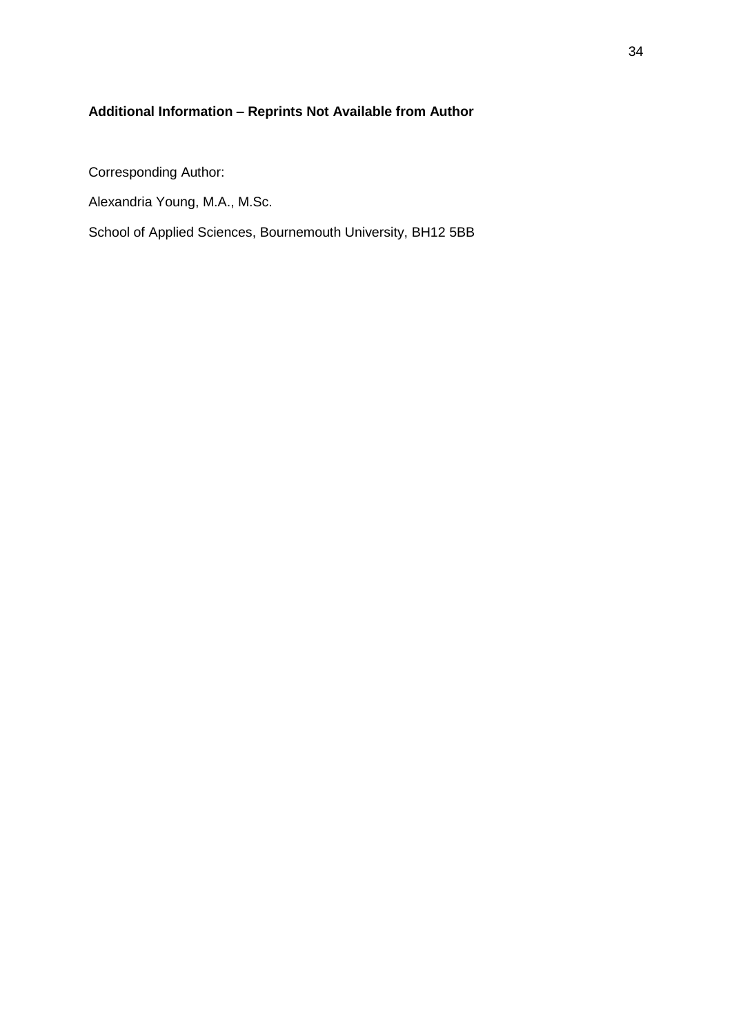**Additional Information – Reprints Not Available from Author**

Corresponding Author:

Alexandria Young, M.A., M.Sc.

School of Applied Sciences, Bournemouth University, BH12 5BB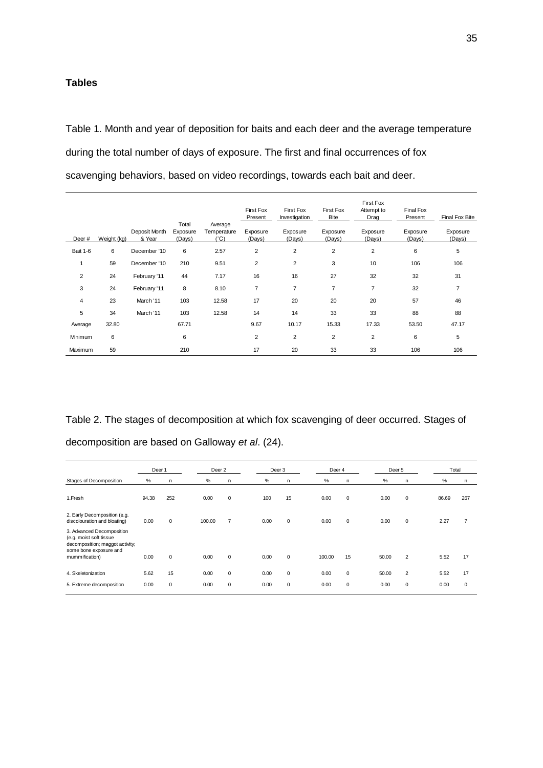**Tables**

Table 1. Month and year of deposition for baits and each deer and the average temperature during the total number of days of exposure. The first and final occurrences of fox scavenging behaviors, based on video recordings, towards each bait and deer.

| | | | | | First Fox Present | First Fox Investigation | First Fox Bite | First Fox Attempt to Drag | Final Fox Present | Final Fox Bite |
|---|---|---|---|---|---|---|---|---|---|---|
| Deer # | Weight (kg) | Deposit Month & Year | Total Exposure (Days) | Average Temperature (˚C) | Exposure (Days) | Exposure (Days) | Exposure (Days) | Exposure (Days) | Exposure (Days) | Exposure (Days) |
| Bait 1-6 | 6 | December '10 | 6 | 2.57 | 2 | 2 | 2 | 2 | 6 | 5 |
| 1 | 59 | December '10 | 210 | 9.51 | 2 | 2 | 3 | 10 | 106 | 106 |
| 2 | 24 | February '11 | 44 | 7.17 | 16 | 16 | 27 | 32 | 32 | 31 |
| 3 | 24 | February '11 | 8 | 8.10 | 7 | 7 | 7 | 7 | 32 | 7 |
| 4 | 23 | March '11 | 103 | 12.58 | 17 | 20 | 20 | 20 | 57 | 46 |
| 5 | 34 | March '11 | 103 | 12.58 | 14 | 14 | 33 | 33 | 88 | 88 |
| Average | 32.80 | | 67.71 | | 9.67 | 10.17 | 15.33 | 17.33 | 53.50 | 47.17 |
| Minimum | 6 | | 6 | | 2 | 2 | 2 | 2 | 6 | 5 |
| Maximum | 59 | | 210 | | 17 | 20 | 33 | 33 | 106 | 106 |

Table 2. The stages of decomposition at which fox scavenging of deer occurred. Stages of decomposition are based on Galloway *et al*. (24).

| | Deer 1 | | Deer 2 | | Deer 3 | | Deer 4 | | Deer 5 | | Total | |
|---|---|---|---|---|---|---|---|---|---|---|---|---|
| Stages of Decomposition | % | n | % | n | % | n | % | n | % | n | % | n |
| 1.Fresh | 94.38 | 252 | 0.00 | 0 | 100 | 15 | 0.00 | 0 | 0.00 | 0 | 86.69 | 267 |
| 2. Early Decomposition (e.g. discolouration and bloating) | 0.00 | 0 | 100.00 | 7 | 0.00 | 0 | 0.00 | 0 | 0.00 | 0 | 2.27 | 7 |
| 3. Advanced Decomposition (e.g. moist soft tissue decomposition; maggot activity; some bone exposure and mummification) | 0.00 | 0 | 0.00 | 0 | 0.00 | 0 | 100.00 | 15 | 50.00 | 2 | 5.52 | 17 |
| 4. Skeletonization | 5.62 | 15 | 0.00 | 0 | 0.00 | 0 | 0.00 | 0 | 50.00 | 2 | 5.52 | 17 |
| 5. Extreme decomposition | 0.00 | 0 | 0.00 | 0 | 0.00 | 0 | 0.00 | 0 | 0.00 | 0 | 0.00 | 0 |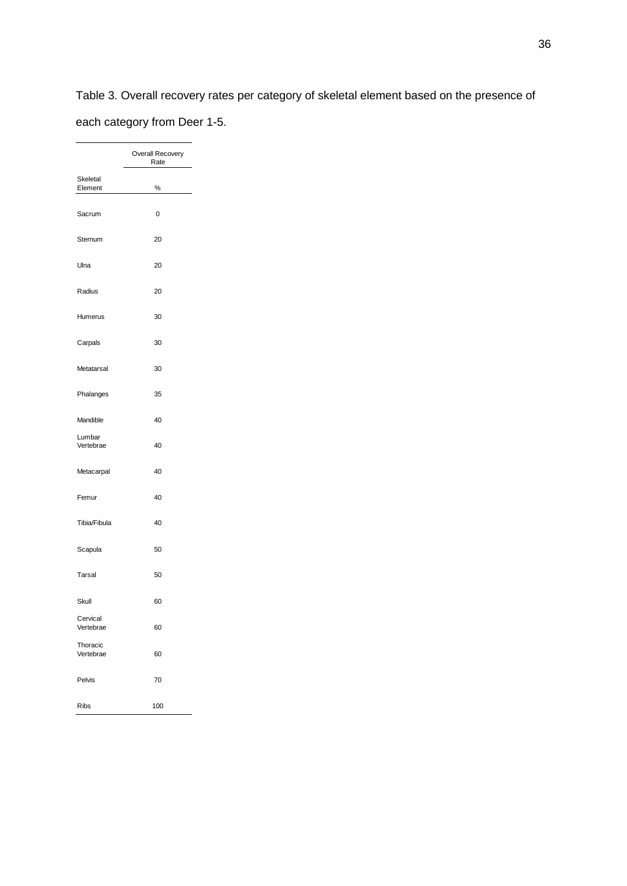Table 3. Overall recovery rates per category of skeletal element based on the presence of each category from Deer 1-5.

| | Overall Recovery Rate |
|---|---|
| Skeletal Element | % |
| Sacrum | 0 |
| Sternum | 20 |
| Ulna | 20 |
| Radius | 20 |
| Humerus | 30 |
| Carpals | 30 |
| Metatarsal | 30 |
| Phalanges | 35 |
| Mandible | 40 |
| Lumbar Vertebrae | 40 |
| Metacarpal | 40 |
| Femur | 40 |
| Tibia/Fibula | 40 |
| Scapula | 50 |
| Tarsal | 50 |
| Skull | 60 |
| Cervical Vertebrae | 60 |
| Thoracic Vertebrae | 60 |
| Pelvis | 70 |
| Ribs | 100 |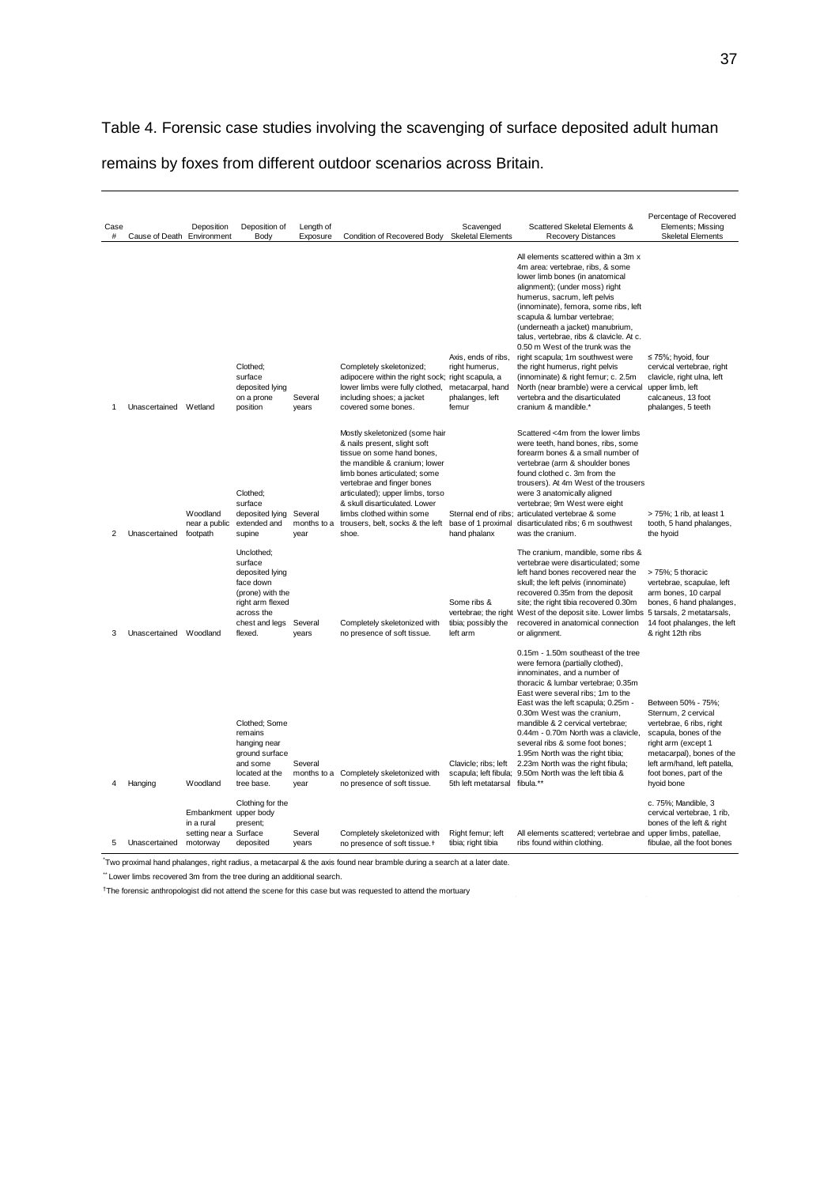Table 4. Forensic case studies involving the scavenging of surface deposited adult human remains by foxes from different outdoor scenarios across Britain.

| Case # | Cause of Death | Deposition Environment | Deposition of Body | Length of Exposure | Condition of Recovered Body | Scavenged Skeletal Elements | Scattered Skeletal Elements & Recovery Distances | Percentage of Recovered Elements; Missing Skeletal Elements |
|---|---|---|---|---|---|---|---|---|
| 1 | Unascertained | Wetland | Clothed; surface deposited lying on a prone position | Several years | Completely skeletonized; adipocere within the right sock; lower limbs were fully clothed, including shoes; a jacket covered some bones. | Axis, ends of ribs, right humerus, right scapula, a metacarpal, hand phalanges, left femur | All elements scattered within a 3m x 4m area: vertebrae, ribs, & some lower limb bones (in anatomical alignment); (under moss) right humerus, sacrum, left pelvis (innominate), femora, some ribs, left scapula & lumbar vertebrae; (underneath a jacket) manubrium, talus, vertebrae, ribs & clavicle. At c. 0.50 m West of the trunk was the right scapula; 1m southwest were the right humerus, right pelvis (innominate) & right femur; c. 2.5m North (near bramble) were a cervical vertebra and the disarticulated cranium & mandible.* | ≤ 75%; hyoid, four cervical vertebrae, right clavicle, right ulna, left upper limb, left calcaneus, 13 foot phalanges, 5 teeth |
| 2 | Unascertained | Woodland near a public footpath | Clothed; surface deposited lying extended and supine | Several months to a year | Mostly skeletonized (some hair & nails present, slight soft tissue on some hand bones, the mandible & cranium; lower limb bones articulated; some vertebrae and finger bones articulated); upper limbs, torso & skull disarticulated. Lower limbs clothed within some trousers, belt, socks & the left shoe. | Sternal end of ribs; base of 1 proximal hand phalanx | Scattered <4m from the lower limbs were teeth, hand bones, ribs, some forearm bones & a small number of vertebrae (arm & shoulder bones found clothed c. 3m from the trousers). At 4m West of the trousers were 3 anatomically aligned vertebrae; 9m West were eight articulated vertebrae & some disarticulated ribs; 6 m southwest was the cranium. | > 75%; 1 rib, at least 1 tooth, 5 hand phalanges, the hyoid |
| 3 | Unascertained | Woodland | Unclothed; surface deposited lying face down (prone) with the right arm flexed across the chest and legs flexed. | Several years | Completely skeletonized with no presence of soft tissue. | Some ribs & vertebrae; the right tibia; possibly the left arm | The cranium, mandible, some ribs & vertebrae were disarticulated; some left hand bones recovered near the skull; the left pelvis (innominate) recovered 0.35m from the deposit site; the right tibia recovered 0.30m West of the deposit site. Lower limbs recovered in anatomical connection or alignment. | > 75%; 5 thoracic vertebrae, scapulae, left arm bones, 10 carpal bones, 6 hand phalanges, 5 tarsals, 2 metatarsals, 14 foot phalanges, the left & right 12th ribs |
| 4 | Hanging | Woodland | Clothed; Some remains hanging near ground surface and some located at the tree base. | Several months to a year | Completely skeletonized with no presence of soft tissue. | Clavicle; ribs; left scapula; left fibula; 5th left metatarsal | 0.15m - 1.50m southeast of the tree were femora (partially clothed), innominates, and a number of thoracic & lumbar vertebrae; 0.35m East were several ribs; 1m to the East was the left scapula; 0.25m - 0.30m West was the cranium, mandible & 2 cervical vertebrae; 0.44m - 0.70m North was a clavicle, several ribs & some foot bones; 1.95m North was the right tibia; 2.23m North was the right fibula; 9.50m North was the left tibia & fibula.** | Between 50% - 75%; Sternum, 2 cervical vertebrae, 6 ribs, right scapula, bones of the right arm (except 1 metacarpal), bones of the left arm/hand, left patella, foot bones, part of the hyoid bone |
| 5 | Unascertained | Embankment in a rural setting near a motorway | Clothing for the upper body present; Surface deposited | Several years | Completely skeletonized with no presence of soft tissue.† | Right femur; left tibia; right tibia | All elements scattered; vertebrae and ribs found within clothing. | c. 75%; Mandible, 3 cervical vertebrae, 1 rib, bones of the left & right upper limbs, patellae, fibulae, all the foot bones |

*Two proximal hand phalanges, right radius, a metacarpal & the axis found near bramble during a search at a later date.

** Lower limbs recovered 3m from the tree during an additional search.

†The forensic anthropologist did not attend the scene for this case but was requested to attend the mortuary